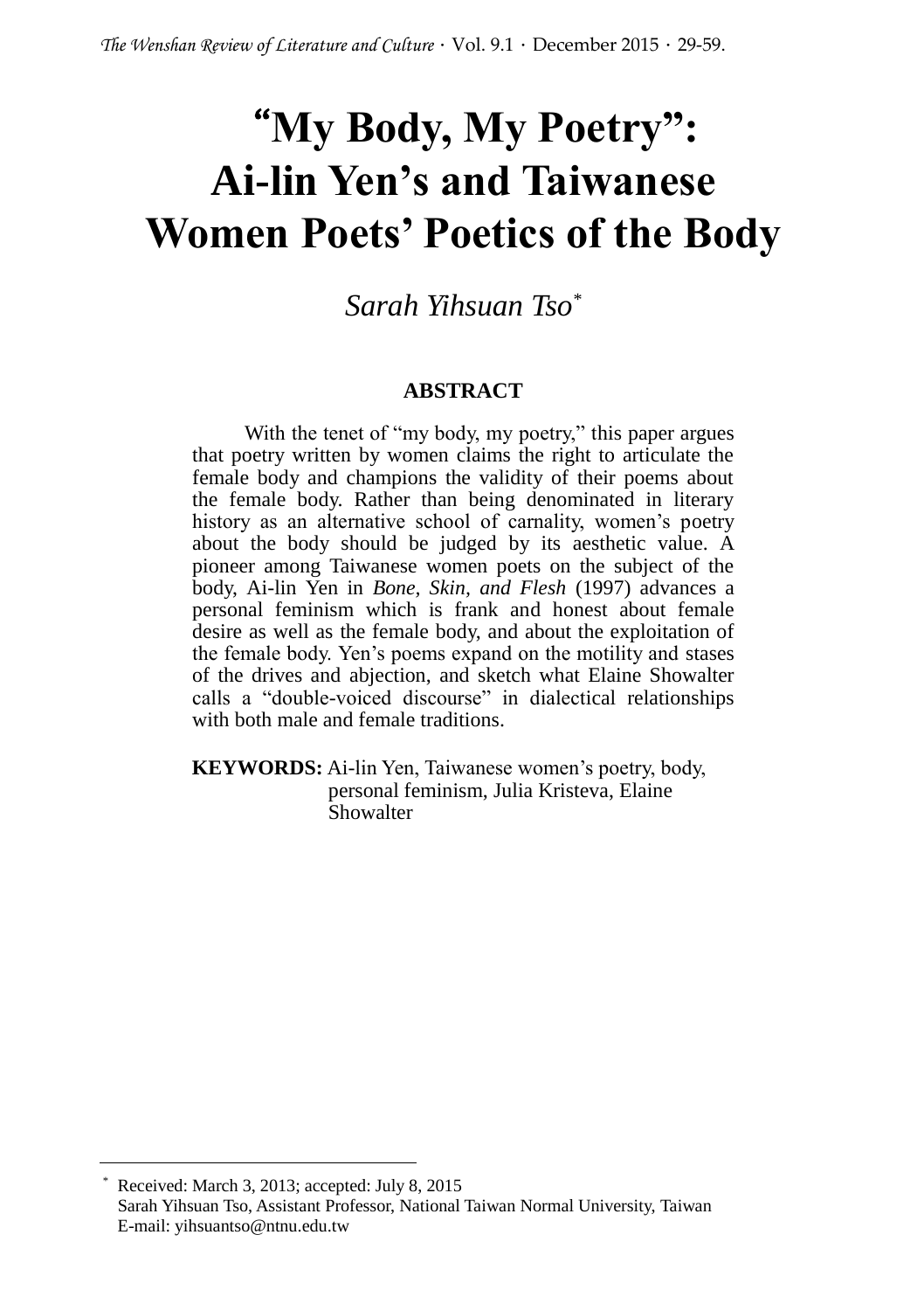# "My Body, My Poetry": Ai-lin Yen's and Taiwanese Women Poets' Poetics of the Body

*Sarah Yihsuan Tso*[*]

**ABSTRACT**

With the tenet of "my body, my poetry," this paper argues that poetry written by women claims the right to articulate the female body and champions the validity of their poems about the female body. Rather than being denominated in literary history as an alternative school of carnality, women's poetry about the body should be judged by its aesthetic value. A pioneer among Taiwanese women poets on the subject of the body, Ai-lin Yen in *Bone, Skin, and Flesh* (1997) advances a personal feminism which is frank and honest about female desire as well as the female body, and about the exploitation of the female body. Yen's poems expand on the motility and stases of the drives and abjection, and sketch what Elaine Showalter calls a "double-voiced discourse" in dialectical relationships with both male and female traditions.

**KEYWORDS:** Ai-lin Yen, Taiwanese women's poetry, body, personal feminism, Julia Kristeva, Elaine Showalter

---

[*] Received: March 3, 2013; accepted: July 8, 2015
Sarah Yihsuan Tso, Assistant Professor, National Taiwan Normal University, Taiwan
E-mail: yihsuantso@ntnu.edu.tw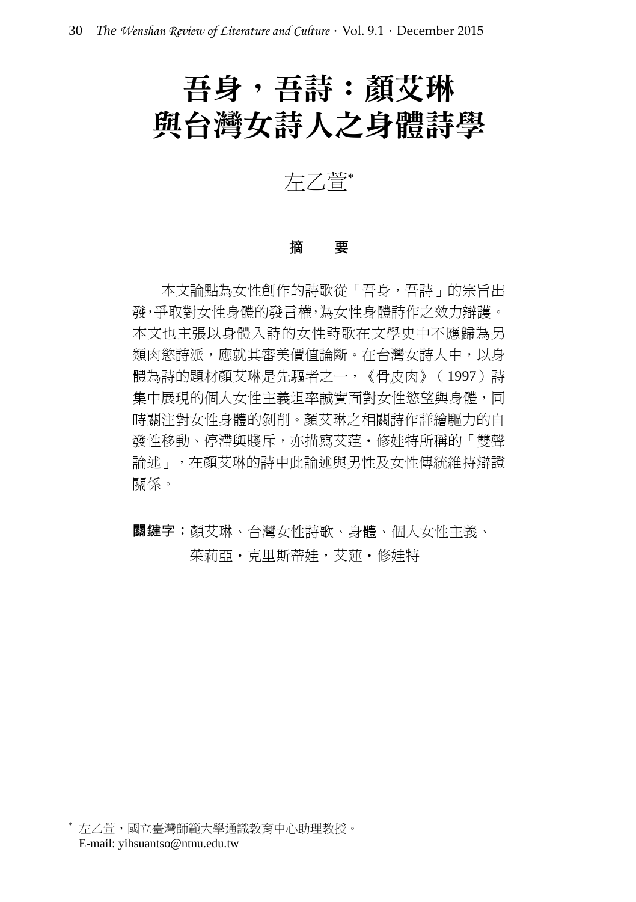# 吾身，吾詩：顏艾琳與台灣女詩人之身體詩學

左乙萱*

**摘　要**

本文論點為女性創作的詩歌從「吾身，吾詩」的宗旨出發，爭取對女性身體的發言權，為女性身體詩作之效力辯護。本文也主張以身體入詩的女性詩歌在文學史中不應歸為另類肉慾詩派，應就其審美價值論斷。在台灣女詩人中，以身體為詩的題材顏艾琳是先驅者之一，《骨皮肉》（1997）詩集中展現的個人女性主義坦率誠實面對女性慾望與身體，同時關注對女性身體的剝削。顏艾琳之相關詩作詳繪驅力的自發性移動、停滯與賤斥，亦描寫艾蓮・修娃特所稱的「雙聲論述」，在顏艾琳的詩中此論述與男性及女性傳統維持辯證關係。

**關鍵字：**顏艾琳、台灣女性詩歌、身體、個人女性主義、茱莉亞・克里斯蒂娃，艾蓮・修娃特

---

* 左乙萱，國立臺灣師範大學通識教育中心助理教授。
E-mail: yihsuantso@ntnu.edu.tw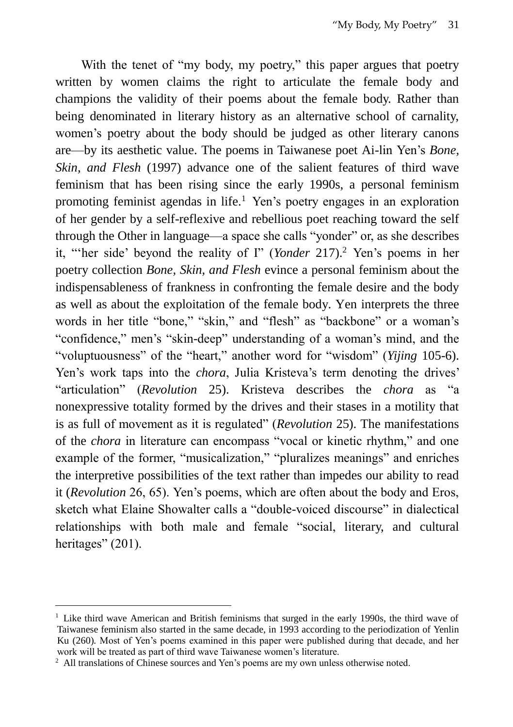With the tenet of "my body, my poetry," this paper argues that poetry written by women claims the right to articulate the female body and champions the validity of their poems about the female body. Rather than being denominated in literary history as an alternative school of carnality, women's poetry about the body should be judged as other literary canons are—by its aesthetic value. The poems in Taiwanese poet Ai-lin Yen's *Bone, Skin, and Flesh* (1997) advance one of the salient features of third wave feminism that has been rising since the early 1990s, a personal feminism promoting feminist agendas in life.[1] Yen's poetry engages in an exploration of her gender by a self-reflexive and rebellious poet reaching toward the self through the Other in language—a space she calls "yonder" or, as she describes it, "'her side' beyond the reality of I" (*Yonder* 217).[2] Yen's poems in her poetry collection *Bone, Skin, and Flesh* evince a personal feminism about the indispensableness of frankness in confronting the female desire and the body as well as about the exploitation of the female body. Yen interprets the three words in her title "bone," "skin," and "flesh" as "backbone" or a woman's "confidence," men's "skin-deep" understanding of a woman's mind, and the "voluptuousness" of the "heart," another word for "wisdom" (*Yijing* 105-6). Yen's work taps into the *chora*, Julia Kristeva's term denoting the drives' "articulation" (*Revolution* 25). Kristeva describes the *chora* as "a nonexpressive totality formed by the drives and their stases in a motility that is as full of movement as it is regulated" (*Revolution* 25). The manifestations of the *chora* in literature can encompass "vocal or kinetic rhythm," and one example of the former, "musicalization," "pluralizes meanings" and enriches the interpretive possibilities of the text rather than impedes our ability to read it (*Revolution* 26, 65). Yen's poems, which are often about the body and Eros, sketch what Elaine Showalter calls a "double-voiced discourse" in dialectical relationships with both male and female "social, literary, and cultural heritages" (201).

---

[1] Like third wave American and British feminisms that surged in the early 1990s, the third wave of Taiwanese feminism also started in the same decade, in 1993 according to the periodization of Yenlin Ku (260). Most of Yen's poems examined in this paper were published during that decade, and her work will be treated as part of third wave Taiwanese women's literature.

[2] All translations of Chinese sources and Yen's poems are my own unless otherwise noted.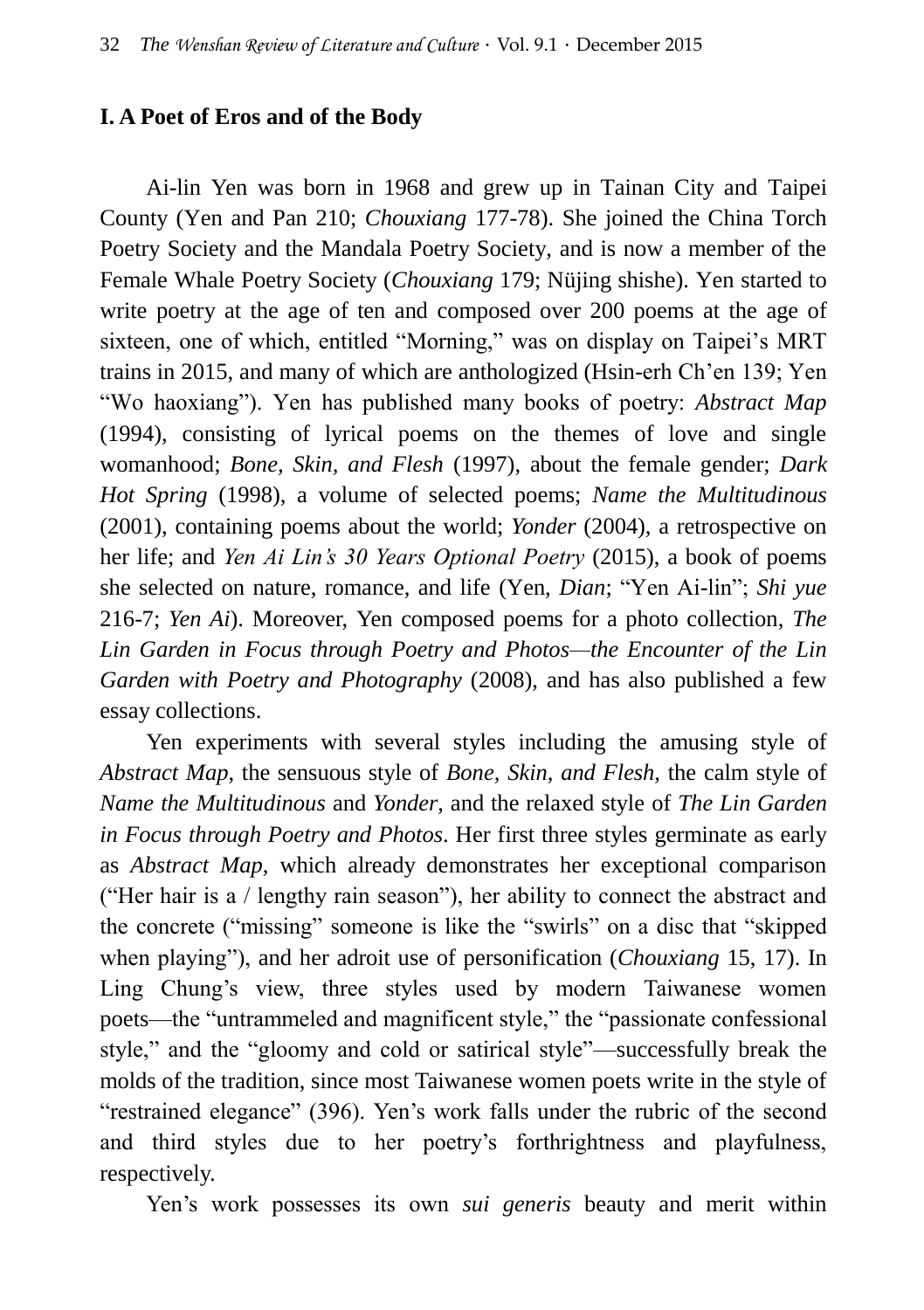## I. A Poet of Eros and of the Body

Ai-lin Yen was born in 1968 and grew up in Tainan City and Taipei County (Yen and Pan 210; *Chouxiang* 177-78). She joined the China Torch Poetry Society and the Mandala Poetry Society, and is now a member of the Female Whale Poetry Society (*Chouxiang* 179; Nüjing shishe). Yen started to write poetry at the age of ten and composed over 200 poems at the age of sixteen, one of which, entitled "Morning," was on display on Taipei's MRT trains in 2015, and many of which are anthologized (Hsin-erh Ch'en 139; Yen "Wo haoxiang"). Yen has published many books of poetry: *Abstract Map* (1994), consisting of lyrical poems on the themes of love and single womanhood; *Bone, Skin, and Flesh* (1997), about the female gender; *Dark Hot Spring* (1998), a volume of selected poems; *Name the Multitudinous* (2001), containing poems about the world; *Yonder* (2004), a retrospective on her life; and *Yen Ai Lin's 30 Years Optional Poetry* (2015), a book of poems she selected on nature, romance, and life (Yen, *Dian*; "Yen Ai-lin"; *Shi yue* 216-7; *Yen Ai*). Moreover, Yen composed poems for a photo collection, *The Lin Garden in Focus through Poetry and Photos—the Encounter of the Lin Garden with Poetry and Photography* (2008), and has also published a few essay collections.

Yen experiments with several styles including the amusing style of *Abstract Map*, the sensuous style of *Bone, Skin, and Flesh*, the calm style of *Name the Multitudinous* and *Yonder*, and the relaxed style of *The Lin Garden in Focus through Poetry and Photos*. Her first three styles germinate as early as *Abstract Map*, which already demonstrates her exceptional comparison ("Her hair is a / lengthy rain season"), her ability to connect the abstract and the concrete ("missing" someone is like the "swirls" on a disc that "skipped when playing"), and her adroit use of personification (*Chouxiang* 15, 17). In Ling Chung's view, three styles used by modern Taiwanese women poets—the "untrammeled and magnificent style," the "passionate confessional style," and the "gloomy and cold or satirical style"—successfully break the molds of the tradition, since most Taiwanese women poets write in the style of "restrained elegance" (396). Yen's work falls under the rubric of the second and third styles due to her poetry's forthrightness and playfulness, respectively.

Yen's work possesses its own *sui generis* beauty and merit within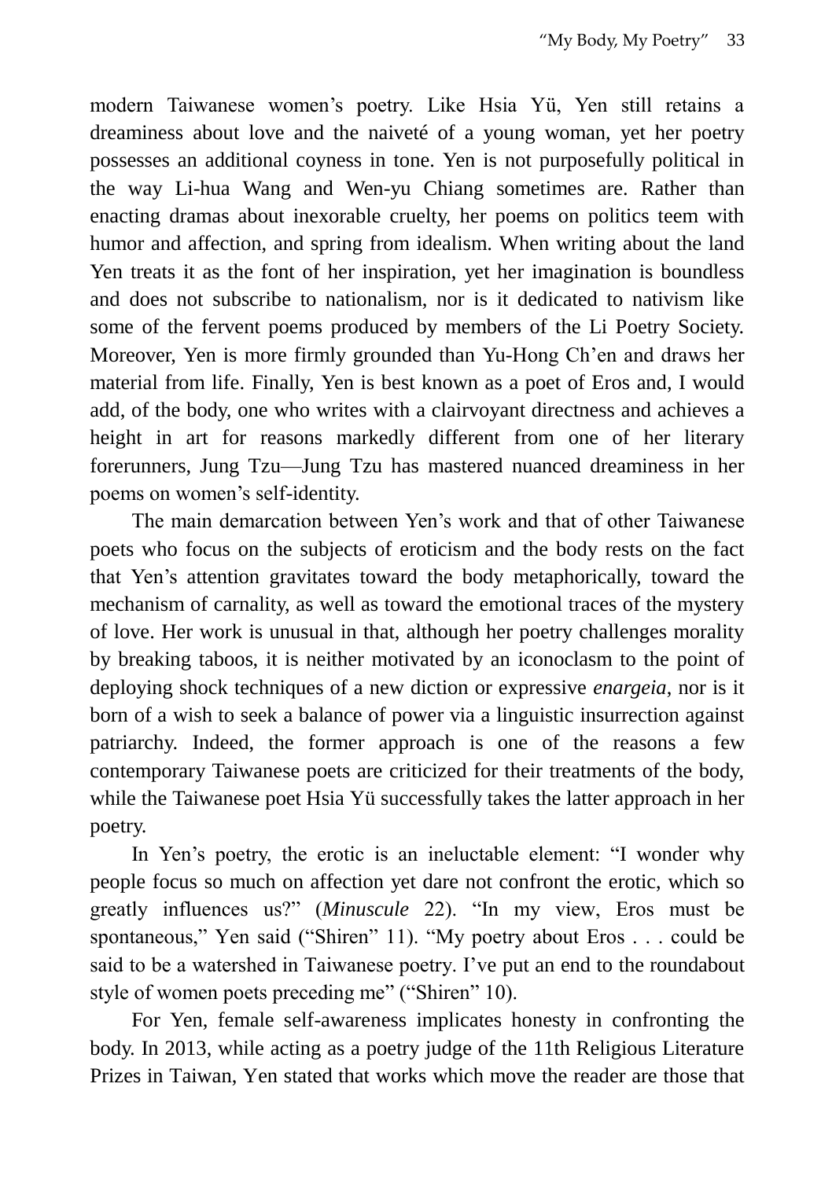modern Taiwanese women's poetry. Like Hsia Yü, Yen still retains a dreaminess about love and the naiveté of a young woman, yet her poetry possesses an additional coyness in tone. Yen is not purposefully political in the way Li-hua Wang and Wen-yu Chiang sometimes are. Rather than enacting dramas about inexorable cruelty, her poems on politics teem with humor and affection, and spring from idealism. When writing about the land Yen treats it as the font of her inspiration, yet her imagination is boundless and does not subscribe to nationalism, nor is it dedicated to nativism like some of the fervent poems produced by members of the Li Poetry Society. Moreover, Yen is more firmly grounded than Yu-Hong Ch'en and draws her material from life. Finally, Yen is best known as a poet of Eros and, I would add, of the body, one who writes with a clairvoyant directness and achieves a height in art for reasons markedly different from one of her literary forerunners, Jung Tzu—Jung Tzu has mastered nuanced dreaminess in her poems on women's self-identity.

The main demarcation between Yen's work and that of other Taiwanese poets who focus on the subjects of eroticism and the body rests on the fact that Yen's attention gravitates toward the body metaphorically, toward the mechanism of carnality, as well as toward the emotional traces of the mystery of love. Her work is unusual in that, although her poetry challenges morality by breaking taboos, it is neither motivated by an iconoclasm to the point of deploying shock techniques of a new diction or expressive *enargeia*, nor is it born of a wish to seek a balance of power via a linguistic insurrection against patriarchy. Indeed, the former approach is one of the reasons a few contemporary Taiwanese poets are criticized for their treatments of the body, while the Taiwanese poet Hsia Yü successfully takes the latter approach in her poetry.

In Yen's poetry, the erotic is an ineluctable element: "I wonder why people focus so much on affection yet dare not confront the erotic, which so greatly influences us?" (*Minuscule* 22). "In my view, Eros must be spontaneous," Yen said ("Shiren" 11). "My poetry about Eros . . . could be said to be a watershed in Taiwanese poetry. I've put an end to the roundabout style of women poets preceding me" ("Shiren" 10).

For Yen, female self-awareness implicates honesty in confronting the body. In 2013, while acting as a poetry judge of the 11th Religious Literature Prizes in Taiwan, Yen stated that works which move the reader are those that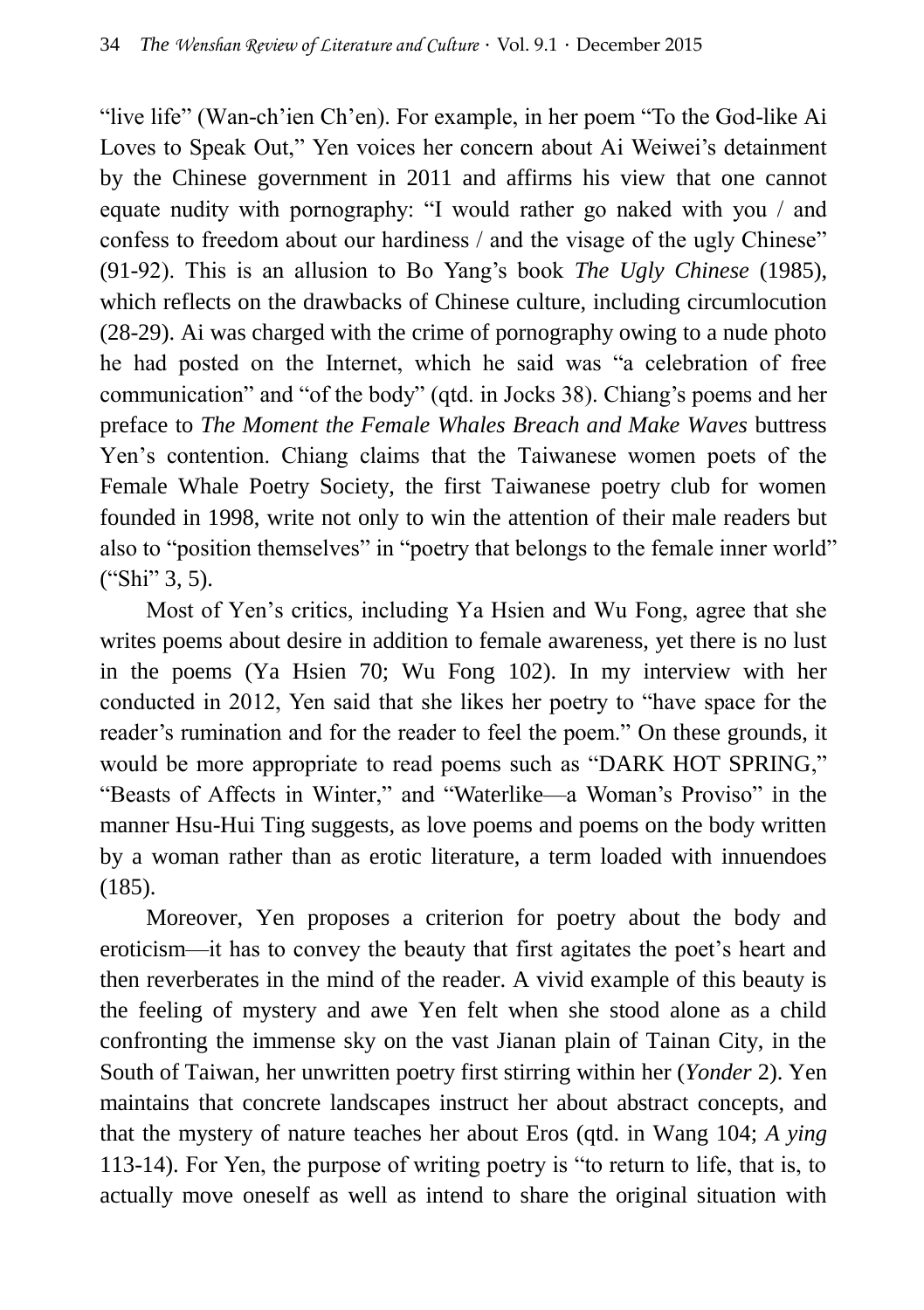"live life" (Wan-ch'ien Ch'en). For example, in her poem "To the God-like Ai Loves to Speak Out," Yen voices her concern about Ai Weiwei's detainment by the Chinese government in 2011 and affirms his view that one cannot equate nudity with pornography: "I would rather go naked with you / and confess to freedom about our hardiness / and the visage of the ugly Chinese" (91-92). This is an allusion to Bo Yang's book *The Ugly Chinese* (1985), which reflects on the drawbacks of Chinese culture, including circumlocution (28-29). Ai was charged with the crime of pornography owing to a nude photo he had posted on the Internet, which he said was "a celebration of free communication" and "of the body" (qtd. in Jocks 38). Chiang's poems and her preface to *The Moment the Female Whales Breach and Make Waves* buttress Yen's contention. Chiang claims that the Taiwanese women poets of the Female Whale Poetry Society, the first Taiwanese poetry club for women founded in 1998, write not only to win the attention of their male readers but also to "position themselves" in "poetry that belongs to the female inner world" ("Shi" 3, 5).

Most of Yen's critics, including Ya Hsien and Wu Fong, agree that she writes poems about desire in addition to female awareness, yet there is no lust in the poems (Ya Hsien 70; Wu Fong 102). In my interview with her conducted in 2012, Yen said that she likes her poetry to "have space for the reader's rumination and for the reader to feel the poem." On these grounds, it would be more appropriate to read poems such as "DARK HOT SPRING," "Beasts of Affects in Winter," and "Waterlike—a Woman's Proviso" in the manner Hsu-Hui Ting suggests, as love poems and poems on the body written by a woman rather than as erotic literature, a term loaded with innuendoes (185).

Moreover, Yen proposes a criterion for poetry about the body and eroticism—it has to convey the beauty that first agitates the poet's heart and then reverberates in the mind of the reader. A vivid example of this beauty is the feeling of mystery and awe Yen felt when she stood alone as a child confronting the immense sky on the vast Jianan plain of Tainan City, in the South of Taiwan, her unwritten poetry first stirring within her (*Yonder* 2). Yen maintains that concrete landscapes instruct her about abstract concepts, and that the mystery of nature teaches her about Eros (qtd. in Wang 104; *A ying* 113-14). For Yen, the purpose of writing poetry is "to return to life, that is, to actually move oneself as well as intend to share the original situation with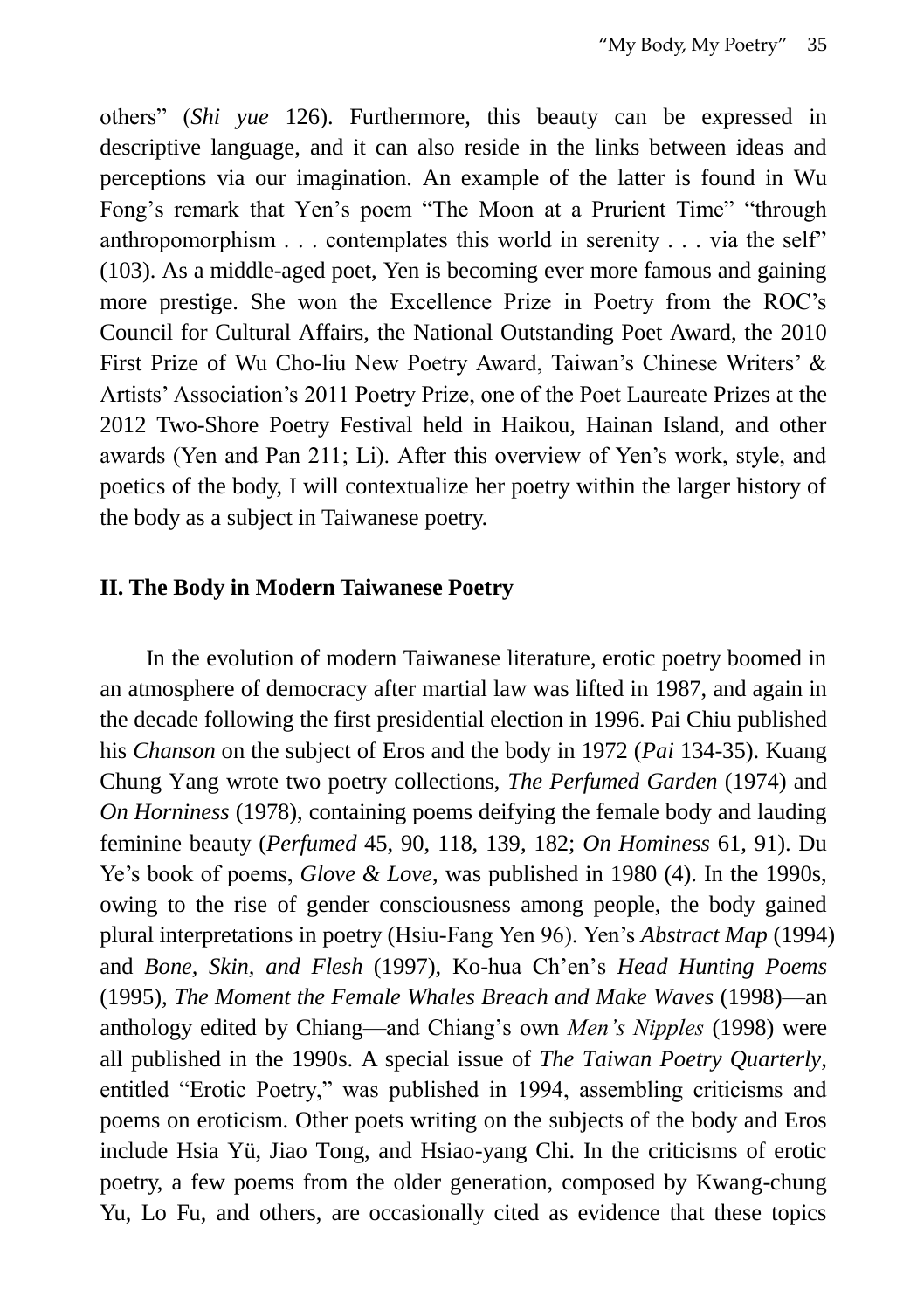others" (*Shi yue* 126). Furthermore, this beauty can be expressed in descriptive language, and it can also reside in the links between ideas and perceptions via our imagination. An example of the latter is found in Wu Fong's remark that Yen's poem "The Moon at a Prurient Time" "through anthropomorphism . . . contemplates this world in serenity . . . via the self" (103). As a middle-aged poet, Yen is becoming ever more famous and gaining more prestige. She won the Excellence Prize in Poetry from the ROC's Council for Cultural Affairs, the National Outstanding Poet Award, the 2010 First Prize of Wu Cho-liu New Poetry Award, Taiwan's Chinese Writers' & Artists' Association's 2011 Poetry Prize, one of the Poet Laureate Prizes at the 2012 Two-Shore Poetry Festival held in Haikou, Hainan Island, and other awards (Yen and Pan 211; Li). After this overview of Yen's work, style, and poetics of the body, I will contextualize her poetry within the larger history of the body as a subject in Taiwanese poetry.

## II. The Body in Modern Taiwanese Poetry

In the evolution of modern Taiwanese literature, erotic poetry boomed in an atmosphere of democracy after martial law was lifted in 1987, and again in the decade following the first presidential election in 1996. Pai Chiu published his *Chanson* on the subject of Eros and the body in 1972 (*Pai* 134-35). Kuang Chung Yang wrote two poetry collections, *The Perfumed Garden* (1974) and *On Horniness* (1978), containing poems deifying the female body and lauding feminine beauty (*Perfumed* 45, 90, 118, 139, 182; *On Hominess* 61, 91). Du Ye's book of poems, *Glove & Love*, was published in 1980 (4). In the 1990s, owing to the rise of gender consciousness among people, the body gained plural interpretations in poetry (Hsiu-Fang Yen 96). Yen's *Abstract Map* (1994) and *Bone, Skin, and Flesh* (1997), Ko-hua Ch'en's *Head Hunting Poems* (1995), *The Moment the Female Whales Breach and Make Waves* (1998)—an anthology edited by Chiang—and Chiang's own *Men's Nipples* (1998) were all published in the 1990s. A special issue of *The Taiwan Poetry Quarterly*, entitled "Erotic Poetry," was published in 1994, assembling criticisms and poems on eroticism. Other poets writing on the subjects of the body and Eros include Hsia Yü, Jiao Tong, and Hsiao-yang Chi. In the criticisms of erotic poetry, a few poems from the older generation, composed by Kwang-chung Yu, Lo Fu, and others, are occasionally cited as evidence that these topics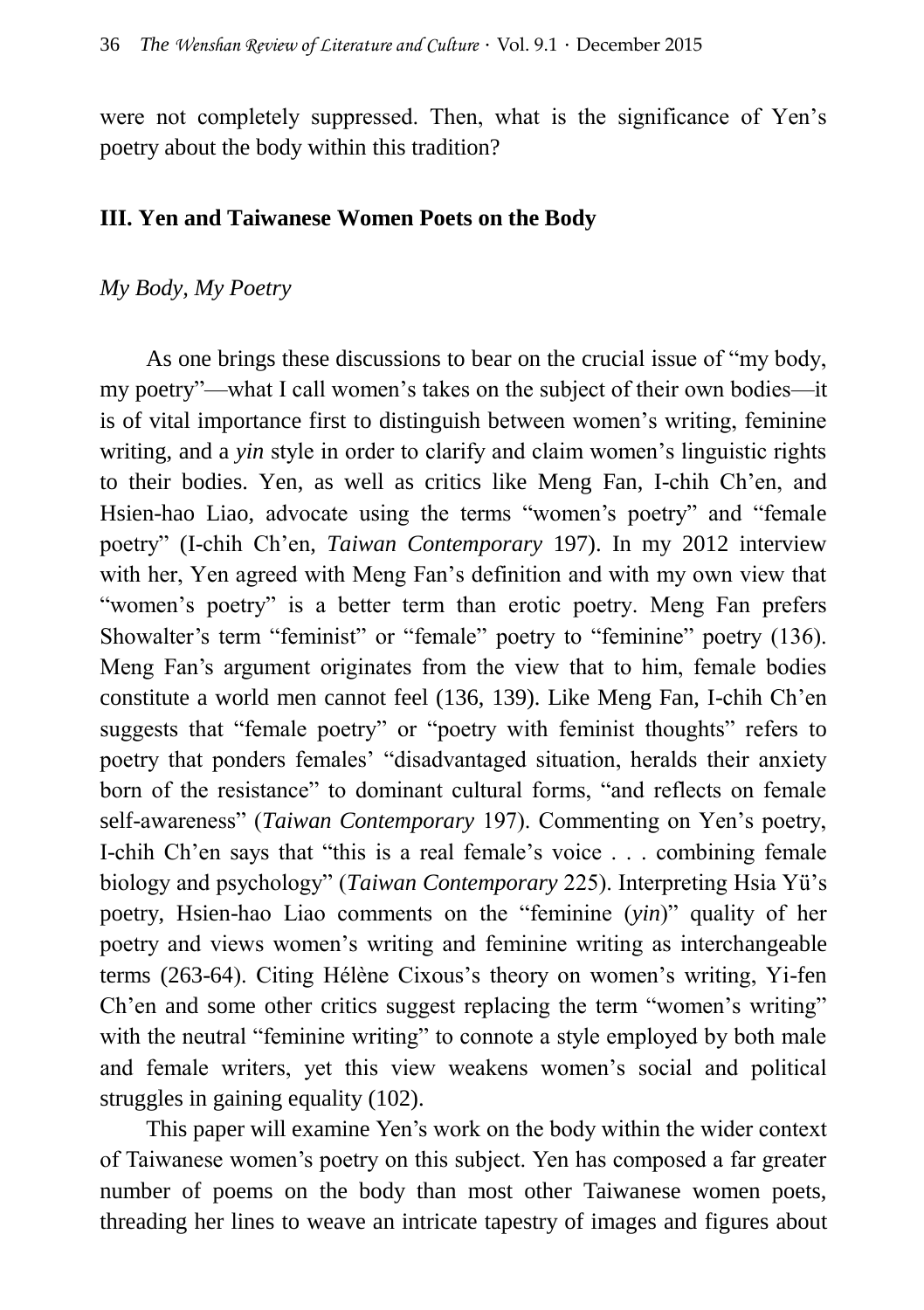were not completely suppressed. Then, what is the significance of Yen's poetry about the body within this tradition?

## III. Yen and Taiwanese Women Poets on the Body

### *My Body, My Poetry*

As one brings these discussions to bear on the crucial issue of "my body, my poetry"—what I call women's takes on the subject of their own bodies—it is of vital importance first to distinguish between women's writing, feminine writing, and a *yin* style in order to clarify and claim women's linguistic rights to their bodies. Yen, as well as critics like Meng Fan, I-chih Ch'en, and Hsien-hao Liao, advocate using the terms "women's poetry" and "female poetry" (I-chih Ch'en, *Taiwan Contemporary* 197). In my 2012 interview with her, Yen agreed with Meng Fan's definition and with my own view that "women's poetry" is a better term than erotic poetry. Meng Fan prefers Showalter's term "feminist" or "female" poetry to "feminine" poetry (136). Meng Fan's argument originates from the view that to him, female bodies constitute a world men cannot feel (136, 139). Like Meng Fan, I-chih Ch'en suggests that "female poetry" or "poetry with feminist thoughts" refers to poetry that ponders females' "disadvantaged situation, heralds their anxiety born of the resistance" to dominant cultural forms, "and reflects on female self-awareness" (*Taiwan Contemporary* 197). Commenting on Yen's poetry, I-chih Ch'en says that "this is a real female's voice . . . combining female biology and psychology" (*Taiwan Contemporary* 225). Interpreting Hsia Yü's poetry, Hsien-hao Liao comments on the "feminine (*yin*)" quality of her poetry and views women's writing and feminine writing as interchangeable terms (263-64). Citing Hélène Cixous's theory on women's writing, Yi-fen Ch'en and some other critics suggest replacing the term "women's writing" with the neutral "feminine writing" to connote a style employed by both male and female writers, yet this view weakens women's social and political struggles in gaining equality (102).

This paper will examine Yen's work on the body within the wider context of Taiwanese women's poetry on this subject. Yen has composed a far greater number of poems on the body than most other Taiwanese women poets, threading her lines to weave an intricate tapestry of images and figures about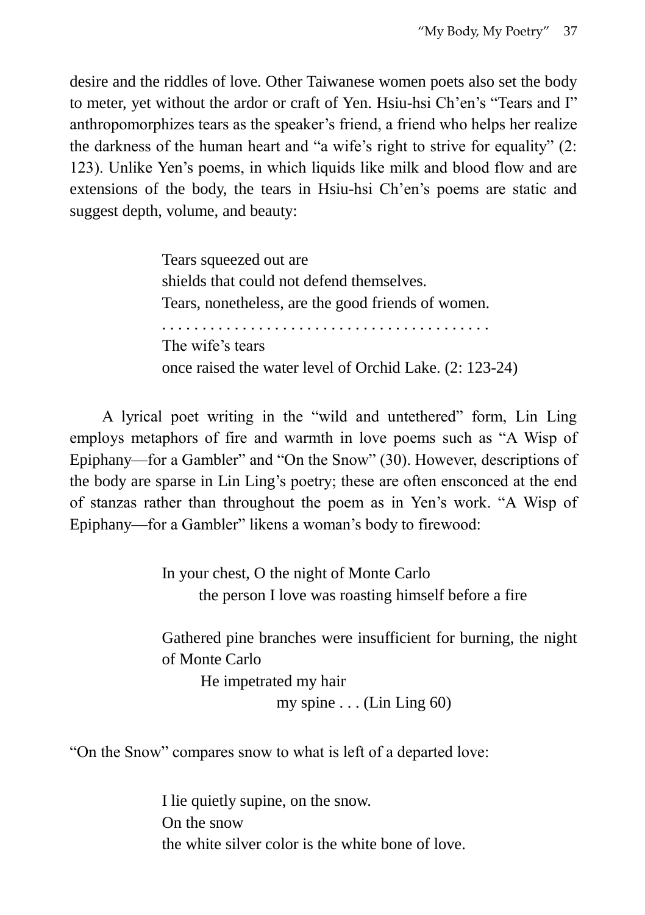desire and the riddles of love. Other Taiwanese women poets also set the body to meter, yet without the ardor or craft of Yen. Hsiu-hsi Ch'en's "Tears and I" anthropomorphizes tears as the speaker's friend, a friend who helps her realize the darkness of the human heart and "a wife's right to strive for equality" (2: 123). Unlike Yen's poems, in which liquids like milk and blood flow and are extensions of the body, the tears in Hsiu-hsi Ch'en's poems are static and suggest depth, volume, and beauty:

> Tears squeezed out are
> shields that could not defend themselves.
> Tears, nonetheless, are the good friends of women.
> . . . . . . . . . . . . . . . . . . . . . . . . . . . . . . . . . . . . . . . .
> The wife's tears
> once raised the water level of Orchid Lake. (2: 123-24)

A lyrical poet writing in the "wild and untethered" form, Lin Ling employs metaphors of fire and warmth in love poems such as "A Wisp of Epiphany—for a Gambler" and "On the Snow" (30). However, descriptions of the body are sparse in Lin Ling's poetry; these are often ensconced at the end of stanzas rather than throughout the poem as in Yen's work. "A Wisp of Epiphany—for a Gambler" likens a woman's body to firewood:

> In your chest, O the night of Monte Carlo
>     the person I love was roasting himself before a fire
>
> Gathered pine branches were insufficient for burning, the night of Monte Carlo
>     He impetrated my hair
>             my spine . . . (Lin Ling 60)

"On the Snow" compares snow to what is left of a departed love:

> I lie quietly supine, on the snow.
> On the snow
> the white silver color is the white bone of love.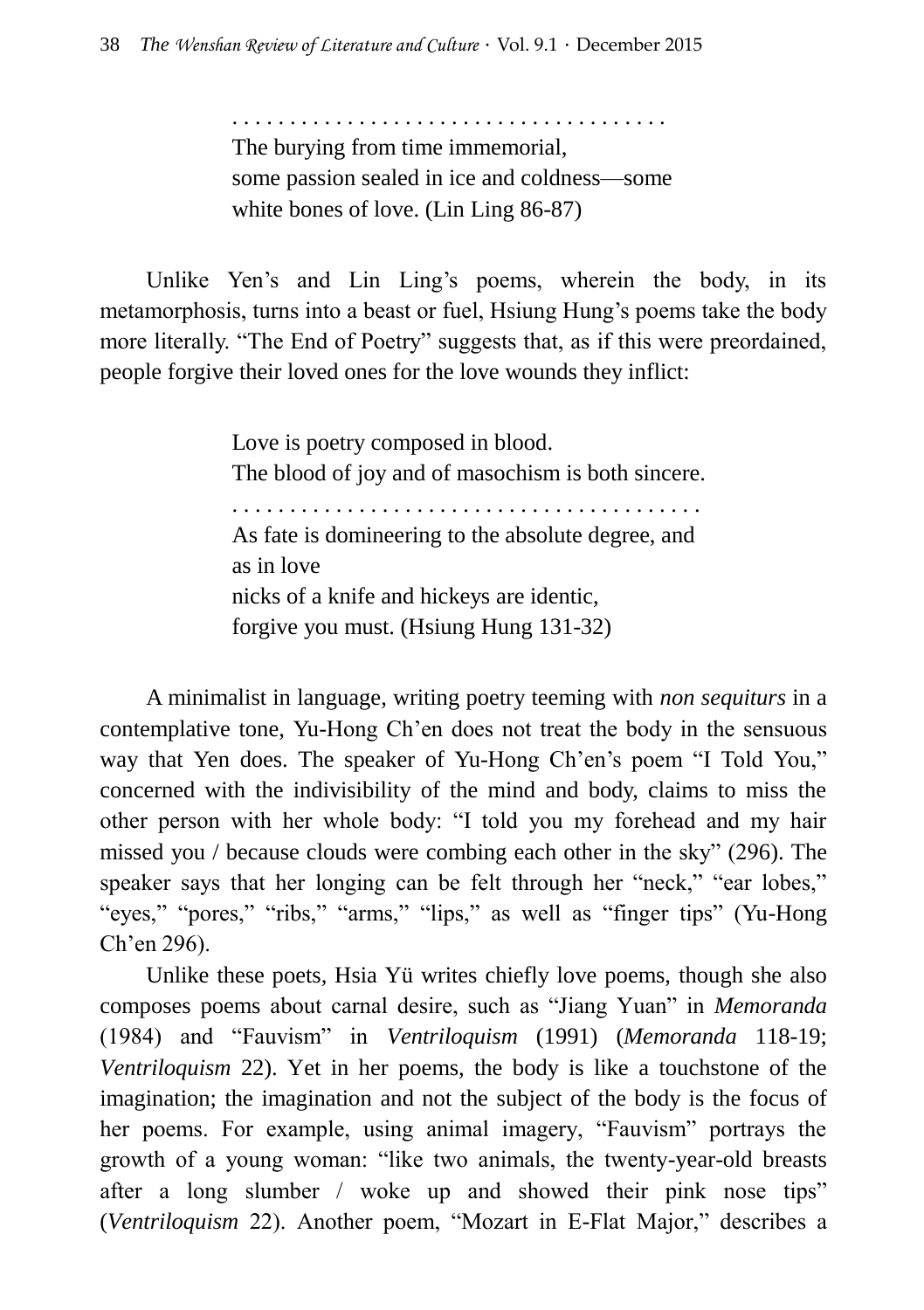> . . . . . . . . . . . . . . . . . . . . . . . . . . . . . . . . . . . .
> The burying from time immemorial,
> some passion sealed in ice and coldness—some
> white bones of love. (Lin Ling 86-87)

Unlike Yen's and Lin Ling's poems, wherein the body, in its metamorphosis, turns into a beast or fuel, Hsiung Hung's poems take the body more literally. "The End of Poetry" suggests that, as if this were preordained, people forgive their loved ones for the love wounds they inflict:

> Love is poetry composed in blood.
> The blood of joy and of masochism is both sincere.
> . . . . . . . . . . . . . . . . . . . . . . . . . . . . . . . . . . . . . . .
> As fate is domineering to the absolute degree, and
> as in love
> nicks of a knife and hickeys are identic,
> forgive you must. (Hsiung Hung 131-32)

A minimalist in language, writing poetry teeming with *non sequiturs* in a contemplative tone, Yu-Hong Ch'en does not treat the body in the sensuous way that Yen does. The speaker of Yu-Hong Ch'en's poem "I Told You," concerned with the indivisibility of the mind and body, claims to miss the other person with her whole body: "I told you my forehead and my hair missed you / because clouds were combing each other in the sky" (296). The speaker says that her longing can be felt through her "neck," "ear lobes," "eyes," "pores," "ribs," "arms," "lips," as well as "finger tips" (Yu-Hong Ch'en 296).

Unlike these poets, Hsia Yü writes chiefly love poems, though she also composes poems about carnal desire, such as "Jiang Yuan" in *Memoranda* (1984) and "Fauvism" in *Ventriloquism* (1991) (*Memoranda* 118-19; *Ventriloquism* 22). Yet in her poems, the body is like a touchstone of the imagination; the imagination and not the subject of the body is the focus of her poems. For example, using animal imagery, "Fauvism" portrays the growth of a young woman: "like two animals, the twenty-year-old breasts after a long slumber / woke up and showed their pink nose tips" (*Ventriloquism* 22). Another poem, "Mozart in E-Flat Major," describes a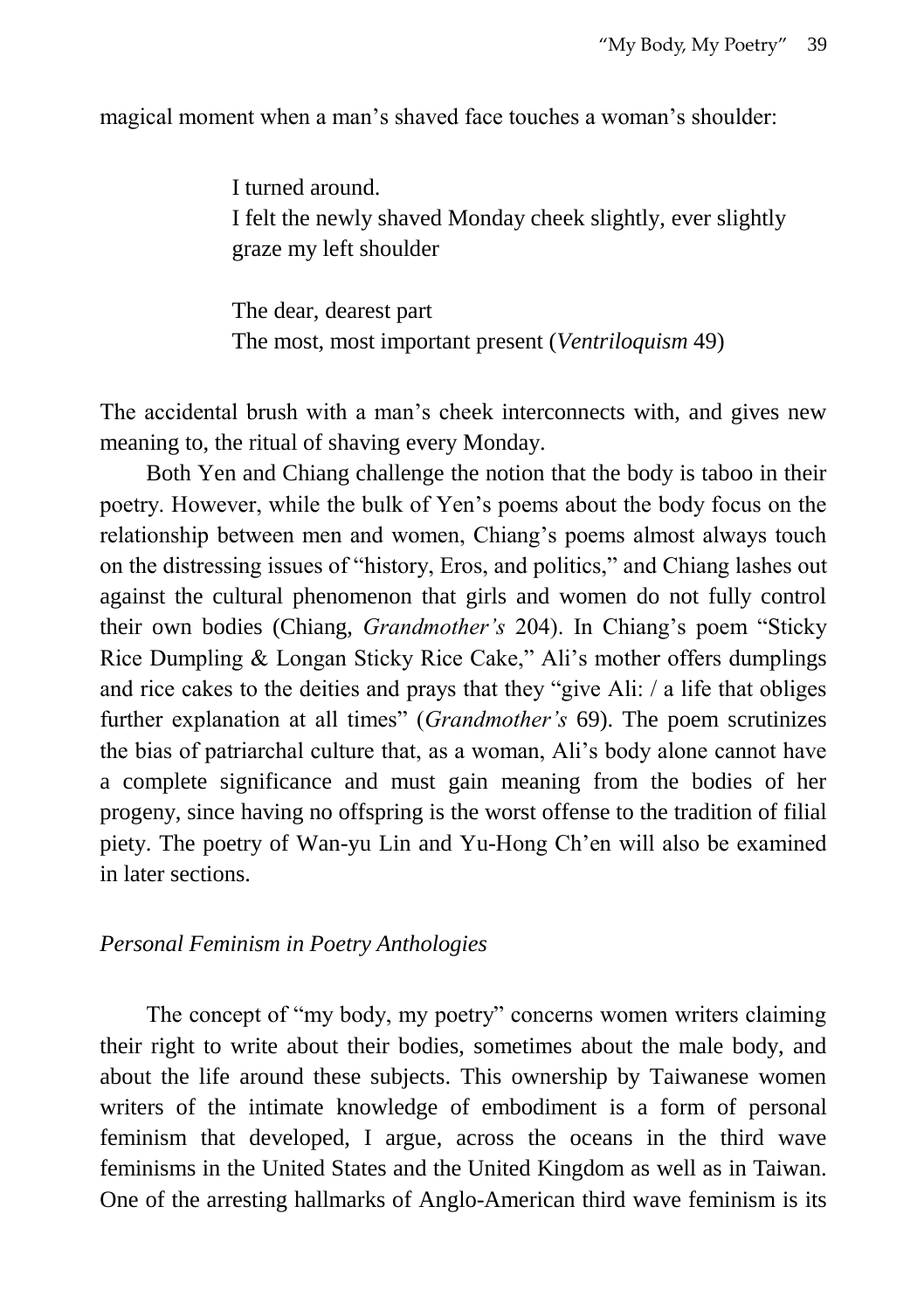magical moment when a man's shaved face touches a woman's shoulder:

> I turned around.
> I felt the newly shaved Monday cheek slightly, ever slightly graze my left shoulder
>
> The dear, dearest part
> The most, most important present (*Ventriloquism* 49)

The accidental brush with a man's cheek interconnects with, and gives new meaning to, the ritual of shaving every Monday.

Both Yen and Chiang challenge the notion that the body is taboo in their poetry. However, while the bulk of Yen's poems about the body focus on the relationship between men and women, Chiang's poems almost always touch on the distressing issues of "history, Eros, and politics," and Chiang lashes out against the cultural phenomenon that girls and women do not fully control their own bodies (Chiang, *Grandmother's* 204). In Chiang's poem "Sticky Rice Dumpling & Longan Sticky Rice Cake," Ali's mother offers dumplings and rice cakes to the deities and prays that they "give Ali: / a life that obliges further explanation at all times" (*Grandmother's* 69). The poem scrutinizes the bias of patriarchal culture that, as a woman, Ali's body alone cannot have a complete significance and must gain meaning from the bodies of her progeny, since having no offspring is the worst offense to the tradition of filial piety. The poetry of Wan-yu Lin and Yu-Hong Ch'en will also be examined in later sections.

### *Personal Feminism in Poetry Anthologies*

The concept of "my body, my poetry" concerns women writers claiming their right to write about their bodies, sometimes about the male body, and about the life around these subjects. This ownership by Taiwanese women writers of the intimate knowledge of embodiment is a form of personal feminism that developed, I argue, across the oceans in the third wave feminisms in the United States and the United Kingdom as well as in Taiwan. One of the arresting hallmarks of Anglo-American third wave feminism is its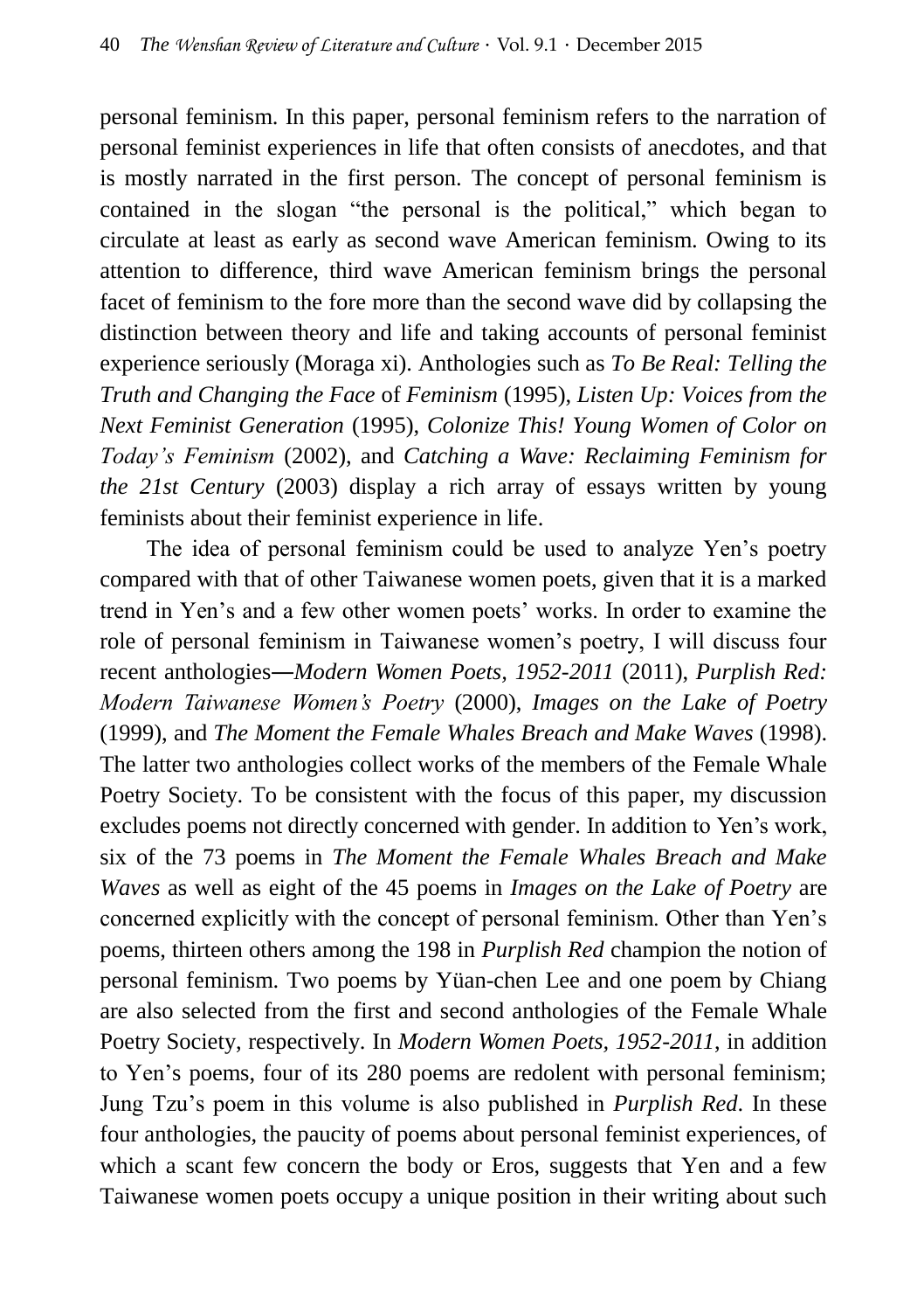personal feminism. In this paper, personal feminism refers to the narration of personal feminist experiences in life that often consists of anecdotes, and that is mostly narrated in the first person. The concept of personal feminism is contained in the slogan "the personal is the political," which began to circulate at least as early as second wave American feminism. Owing to its attention to difference, third wave American feminism brings the personal facet of feminism to the fore more than the second wave did by collapsing the distinction between theory and life and taking accounts of personal feminist experience seriously (Moraga xi). Anthologies such as *To Be Real: Telling the Truth and Changing the Face* of *Feminism* (1995), *Listen Up: Voices from the Next Feminist Generation* (1995), *Colonize This! Young Women of Color on Today's Feminism* (2002), and *Catching a Wave: Reclaiming Feminism for the 21st Century* (2003) display a rich array of essays written by young feminists about their feminist experience in life.

The idea of personal feminism could be used to analyze Yen's poetry compared with that of other Taiwanese women poets, given that it is a marked trend in Yen's and a few other women poets' works. In order to examine the role of personal feminism in Taiwanese women's poetry, I will discuss four recent anthologies—*Modern Women Poets, 1952-2011* (2011), *Purplish Red: Modern Taiwanese Women's Poetry* (2000), *Images on the Lake of Poetry* (1999), and *The Moment the Female Whales Breach and Make Waves* (1998). The latter two anthologies collect works of the members of the Female Whale Poetry Society. To be consistent with the focus of this paper, my discussion excludes poems not directly concerned with gender. In addition to Yen's work, six of the 73 poems in *The Moment the Female Whales Breach and Make Waves* as well as eight of the 45 poems in *Images on the Lake of Poetry* are concerned explicitly with the concept of personal feminism. Other than Yen's poems, thirteen others among the 198 in *Purplish Red* champion the notion of personal feminism. Two poems by Yüan-chen Lee and one poem by Chiang are also selected from the first and second anthologies of the Female Whale Poetry Society, respectively. In *Modern Women Poets, 1952-2011*, in addition to Yen's poems, four of its 280 poems are redolent with personal feminism; Jung Tzu's poem in this volume is also published in *Purplish Red*. In these four anthologies, the paucity of poems about personal feminist experiences, of which a scant few concern the body or Eros, suggests that Yen and a few Taiwanese women poets occupy a unique position in their writing about such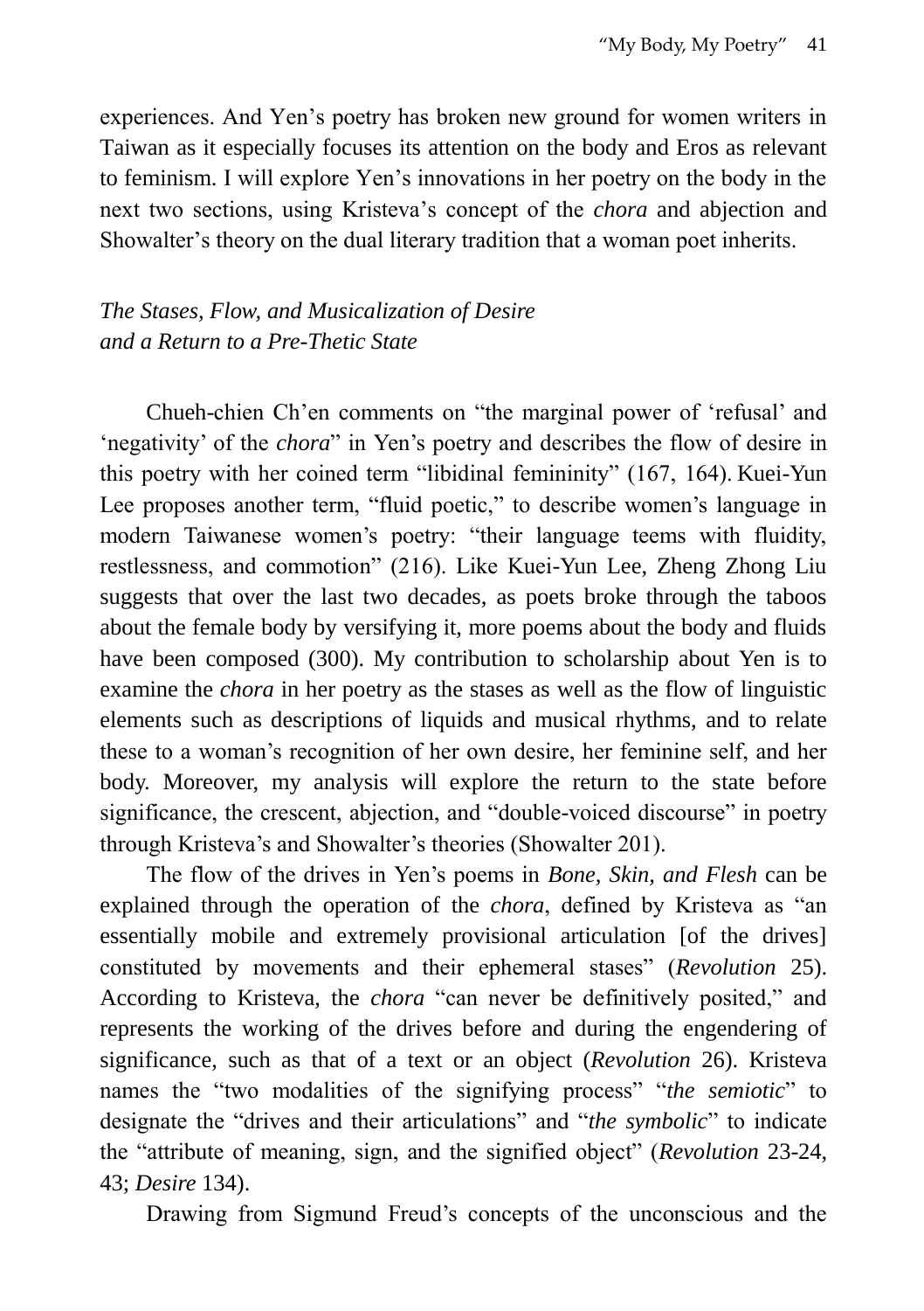experiences. And Yen's poetry has broken new ground for women writers in Taiwan as it especially focuses its attention on the body and Eros as relevant to feminism. I will explore Yen's innovations in her poetry on the body in the next two sections, using Kristeva's concept of the *chora* and abjection and Showalter's theory on the dual literary tradition that a woman poet inherits.

### *The Stases, Flow, and Musicalization of Desire and a Return to a Pre-Thetic State*

Chueh-chien Ch'en comments on "the marginal power of 'refusal' and 'negativity' of the *chora*" in Yen's poetry and describes the flow of desire in this poetry with her coined term "libidinal femininity" (167, 164). Kuei-Yun Lee proposes another term, "fluid poetic," to describe women's language in modern Taiwanese women's poetry: "their language teems with fluidity, restlessness, and commotion" (216). Like Kuei-Yun Lee, Zheng Zhong Liu suggests that over the last two decades, as poets broke through the taboos about the female body by versifying it, more poems about the body and fluids have been composed (300). My contribution to scholarship about Yen is to examine the *chora* in her poetry as the stases as well as the flow of linguistic elements such as descriptions of liquids and musical rhythms, and to relate these to a woman's recognition of her own desire, her feminine self, and her body. Moreover, my analysis will explore the return to the state before significance, the crescent, abjection, and "double-voiced discourse" in poetry through Kristeva's and Showalter's theories (Showalter 201).

The flow of the drives in Yen's poems in *Bone, Skin, and Flesh* can be explained through the operation of the *chora*, defined by Kristeva as "an essentially mobile and extremely provisional articulation [of the drives] constituted by movements and their ephemeral stases" (*Revolution* 25). According to Kristeva, the *chora* "can never be definitively posited," and represents the working of the drives before and during the engendering of significance, such as that of a text or an object (*Revolution* 26). Kristeva names the "two modalities of the signifying process" "*the semiotic*" to designate the "drives and their articulations" and "*the symbolic*" to indicate the "attribute of meaning, sign, and the signified object" (*Revolution* 23-24, 43; *Desire* 134).

Drawing from Sigmund Freud's concepts of the unconscious and the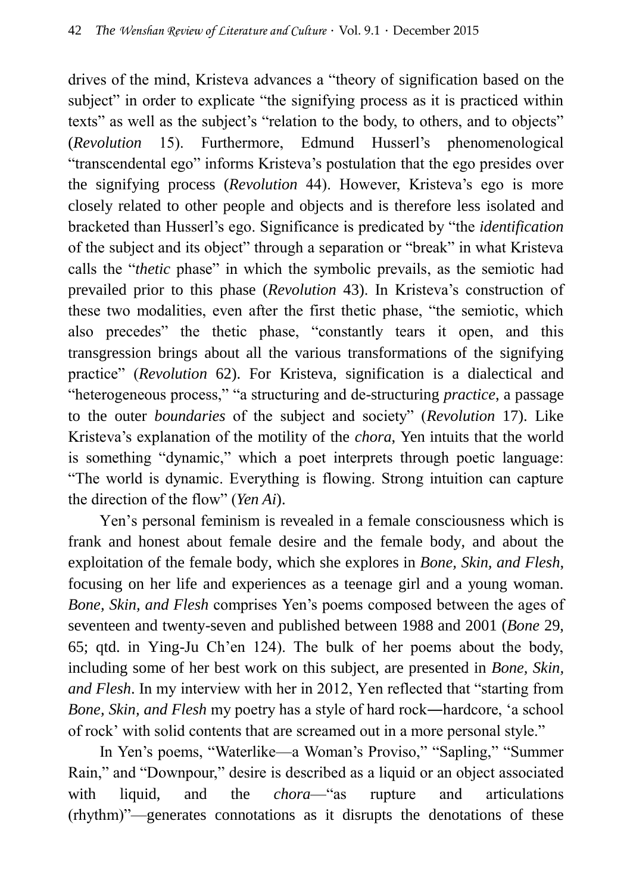drives of the mind, Kristeva advances a "theory of signification based on the subject" in order to explicate "the signifying process as it is practiced within texts" as well as the subject's "relation to the body, to others, and to objects" (*Revolution* 15). Furthermore, Edmund Husserl's phenomenological "transcendental ego" informs Kristeva's postulation that the ego presides over the signifying process (*Revolution* 44). However, Kristeva's ego is more closely related to other people and objects and is therefore less isolated and bracketed than Husserl's ego. Significance is predicated by "the *identification* of the subject and its object" through a separation or "break" in what Kristeva calls the "*thetic* phase" in which the symbolic prevails, as the semiotic had prevailed prior to this phase (*Revolution* 43). In Kristeva's construction of these two modalities, even after the first thetic phase, "the semiotic, which also precedes" the thetic phase, "constantly tears it open, and this transgression brings about all the various transformations of the signifying practice" (*Revolution* 62). For Kristeva, signification is a dialectical and "heterogeneous process," "a structuring and de-structuring *practice*, a passage to the outer *boundaries* of the subject and society" (*Revolution* 17). Like Kristeva's explanation of the motility of the *chora*, Yen intuits that the world is something "dynamic," which a poet interprets through poetic language: "The world is dynamic. Everything is flowing. Strong intuition can capture the direction of the flow" (*Yen Ai*).

Yen's personal feminism is revealed in a female consciousness which is frank and honest about female desire and the female body, and about the exploitation of the female body, which she explores in *Bone, Skin, and Flesh*, focusing on her life and experiences as a teenage girl and a young woman. *Bone, Skin, and Flesh* comprises Yen's poems composed between the ages of seventeen and twenty-seven and published between 1988 and 2001 (*Bone* 29, 65; qtd. in Ying-Ju Ch'en 124). The bulk of her poems about the body, including some of her best work on this subject, are presented in *Bone, Skin, and Flesh*. In my interview with her in 2012, Yen reflected that "starting from *Bone, Skin, and Flesh* my poetry has a style of hard rock―hardcore, 'a school of rock' with solid contents that are screamed out in a more personal style."

In Yen's poems, "Waterlike—a Woman's Proviso," "Sapling," "Summer Rain," and "Downpour," desire is described as a liquid or an object associated with liquid, and the *chora*—"as rupture and articulations (rhythm)"—generates connotations as it disrupts the denotations of these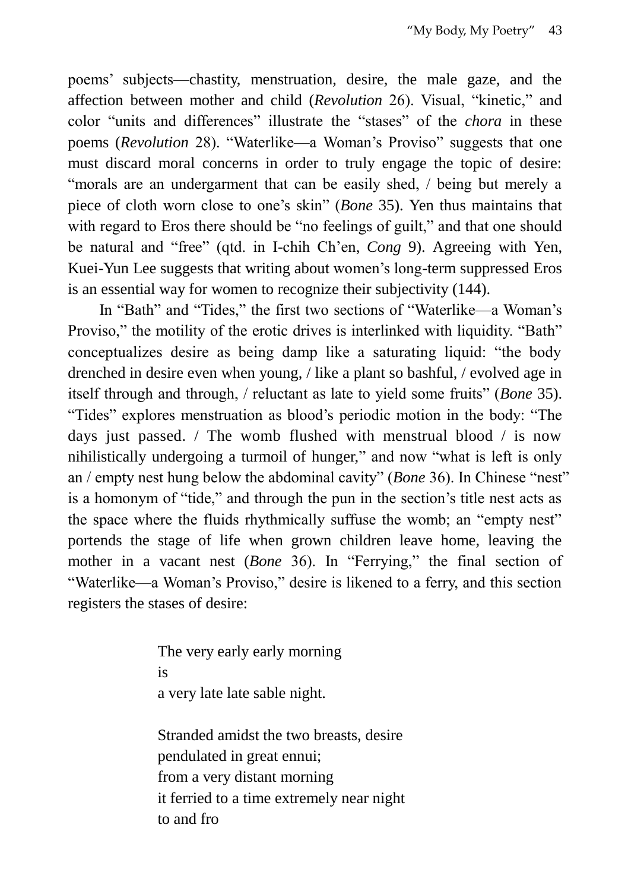poems' subjects—chastity, menstruation, desire, the male gaze, and the affection between mother and child (*Revolution* 26). Visual, "kinetic," and color "units and differences" illustrate the "stases" of the *chora* in these poems (*Revolution* 28). "Waterlike—a Woman's Proviso" suggests that one must discard moral concerns in order to truly engage the topic of desire: "morals are an undergarment that can be easily shed, / being but merely a piece of cloth worn close to one's skin" (*Bone* 35). Yen thus maintains that with regard to Eros there should be "no feelings of guilt," and that one should be natural and "free" (qtd. in I-chih Ch'en, *Cong* 9). Agreeing with Yen, Kuei-Yun Lee suggests that writing about women's long-term suppressed Eros is an essential way for women to recognize their subjectivity (144).

In "Bath" and "Tides," the first two sections of "Waterlike—a Woman's Proviso," the motility of the erotic drives is interlinked with liquidity. "Bath" conceptualizes desire as being damp like a saturating liquid: "the body drenched in desire even when young, / like a plant so bashful, / evolved age in itself through and through, / reluctant as late to yield some fruits" (*Bone* 35). "Tides" explores menstruation as blood's periodic motion in the body: "The days just passed. / The womb flushed with menstrual blood / is now nihilistically undergoing a turmoil of hunger," and now "what is left is only an / empty nest hung below the abdominal cavity" (*Bone* 36). In Chinese "nest" is a homonym of "tide," and through the pun in the section's title nest acts as the space where the fluids rhythmically suffuse the womb; an "empty nest" portends the stage of life when grown children leave home, leaving the mother in a vacant nest (*Bone* 36). In "Ferrying," the final section of "Waterlike—a Woman's Proviso," desire is likened to a ferry, and this section registers the stases of desire:

> The very early early morning
> is
> a very late late sable night.
>
> Stranded amidst the two breasts, desire
> pendulated in great ennui;
> from a very distant morning
> it ferried to a time extremely near night
> to and fro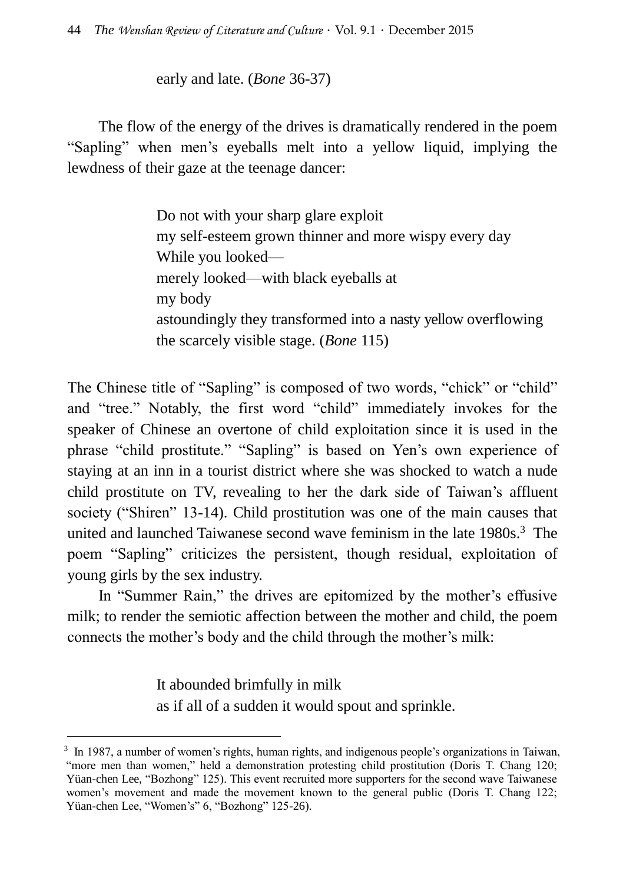early and late. (*Bone* 36-37)

The flow of the energy of the drives is dramatically rendered in the poem "Sapling" when men's eyeballs melt into a yellow liquid, implying the lewdness of their gaze at the teenage dancer:

> Do not with your sharp glare exploit
> my self-esteem grown thinner and more wispy every day
> While you looked—
> merely looked—with black eyeballs at
> my body
> astoundingly they transformed into a nasty yellow overflowing
> the scarcely visible stage. (*Bone* 115)

The Chinese title of "Sapling" is composed of two words, "chick" or "child" and "tree." Notably, the first word "child" immediately invokes for the speaker of Chinese an overtone of child exploitation since it is used in the phrase "child prostitute." "Sapling" is based on Yen's own experience of staying at an inn in a tourist district where she was shocked to watch a nude child prostitute on TV, revealing to her the dark side of Taiwan's affluent society ("Shiren" 13-14). Child prostitution was one of the main causes that united and launched Taiwanese second wave feminism in the late 1980s.[3] The poem "Sapling" criticizes the persistent, though residual, exploitation of young girls by the sex industry.

In "Summer Rain," the drives are epitomized by the mother's effusive milk; to render the semiotic affection between the mother and child, the poem connects the mother's body and the child through the mother's milk:

> It abounded brimfully in milk
> as if all of a sudden it would spout and sprinkle.

[3] In 1987, a number of women's rights, human rights, and indigenous people's organizations in Taiwan, "more men than women," held a demonstration protesting child prostitution (Doris T. Chang 120; Yüan-chen Lee, "Bozhong" 125). This event recruited more supporters for the second wave Taiwanese women's movement and made the movement known to the general public (Doris T. Chang 122; Yüan-chen Lee, "Women's" 6, "Bozhong" 125-26).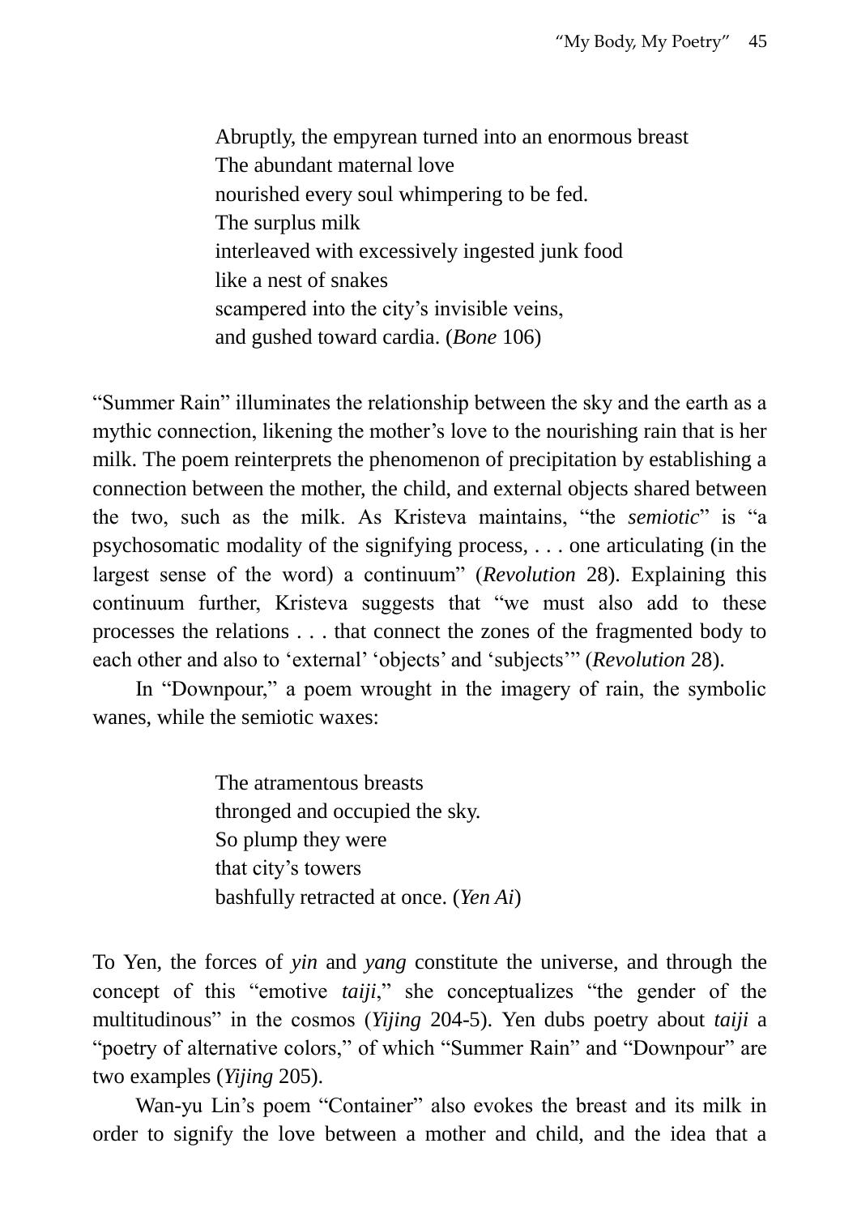> Abruptly, the empyrean turned into an enormous breast
> The abundant maternal love
> nourished every soul whimpering to be fed.
> The surplus milk
> interleaved with excessively ingested junk food
> like a nest of snakes
> scampered into the city's invisible veins,
> and gushed toward cardia. (*Bone* 106)

"Summer Rain" illuminates the relationship between the sky and the earth as a mythic connection, likening the mother's love to the nourishing rain that is her milk. The poem reinterprets the phenomenon of precipitation by establishing a connection between the mother, the child, and external objects shared between the two, such as the milk. As Kristeva maintains, "the *semiotic*" is "a psychosomatic modality of the signifying process, . . . one articulating (in the largest sense of the word) a continuum" (*Revolution* 28). Explaining this continuum further, Kristeva suggests that "we must also add to these processes the relations . . . that connect the zones of the fragmented body to each other and also to 'external' 'objects' and 'subjects'" (*Revolution* 28).

In "Downpour," a poem wrought in the imagery of rain, the symbolic wanes, while the semiotic waxes:

> The atramentous breasts
> thronged and occupied the sky.
> So plump they were
> that city's towers
> bashfully retracted at once. (*Yen Ai*)

To Yen, the forces of *yin* and *yang* constitute the universe, and through the concept of this "emotive *taiji*," she conceptualizes "the gender of the multitudinous" in the cosmos (*Yijing* 204-5). Yen dubs poetry about *taiji* a "poetry of alternative colors," of which "Summer Rain" and "Downpour" are two examples (*Yijing* 205).

Wan-yu Lin's poem "Container" also evokes the breast and its milk in order to signify the love between a mother and child, and the idea that a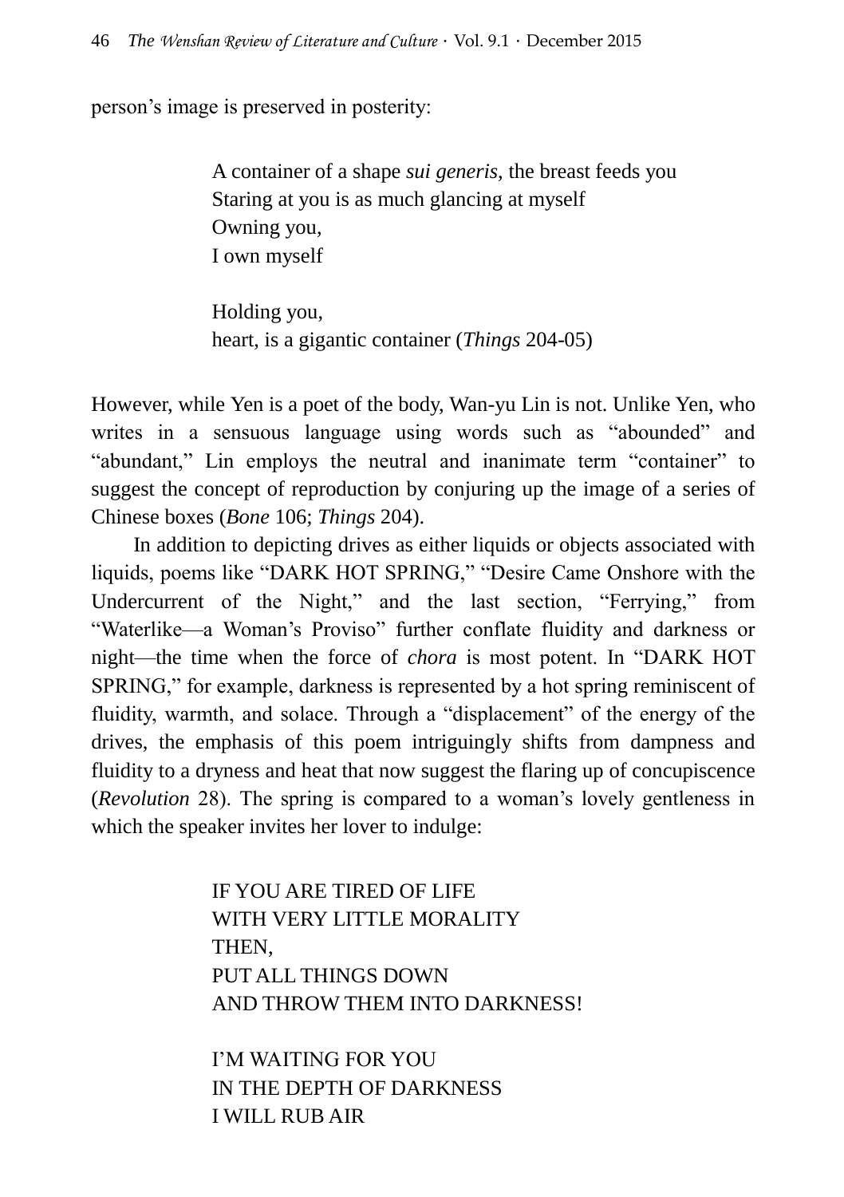person's image is preserved in posterity:

> A container of a shape *sui generis*, the breast feeds you
> Staring at you is as much glancing at myself
> Owning you,
> I own myself
>
> Holding you,
> heart, is a gigantic container (*Things* 204-05)

However, while Yen is a poet of the body, Wan-yu Lin is not. Unlike Yen, who writes in a sensuous language using words such as "abounded" and "abundant," Lin employs the neutral and inanimate term "container" to suggest the concept of reproduction by conjuring up the image of a series of Chinese boxes (*Bone* 106; *Things* 204).

In addition to depicting drives as either liquids or objects associated with liquids, poems like "DARK HOT SPRING," "Desire Came Onshore with the Undercurrent of the Night," and the last section, "Ferrying," from "Waterlike—a Woman's Proviso" further conflate fluidity and darkness or night—the time when the force of *chora* is most potent. In "DARK HOT SPRING," for example, darkness is represented by a hot spring reminiscent of fluidity, warmth, and solace. Through a "displacement" of the energy of the drives, the emphasis of this poem intriguingly shifts from dampness and fluidity to a dryness and heat that now suggest the flaring up of concupiscence (*Revolution* 28). The spring is compared to a woman's lovely gentleness in which the speaker invites her lover to indulge:

> IF YOU ARE TIRED OF LIFE
> WITH VERY LITTLE MORALITY
> THEN,
> PUT ALL THINGS DOWN
> AND THROW THEM INTO DARKNESS!
>
> I'M WAITING FOR YOU
> IN THE DEPTH OF DARKNESS
> I WILL RUB AIR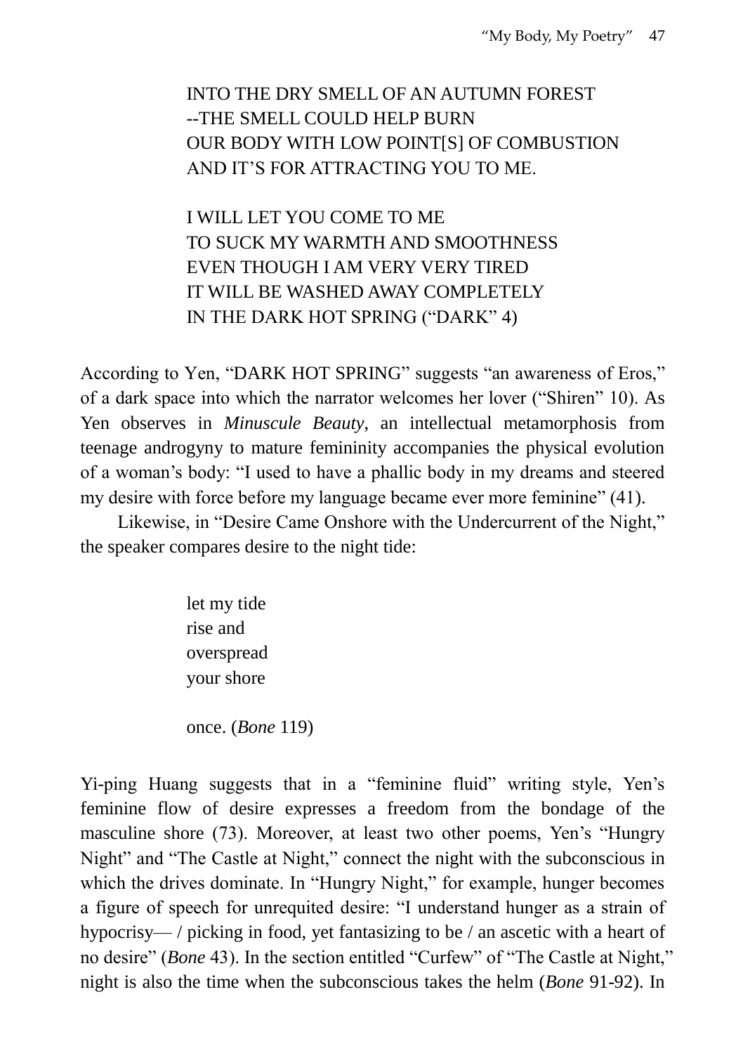> INTO THE DRY SMELL OF AN AUTUMN FOREST
> --THE SMELL COULD HELP BURN
> OUR BODY WITH LOW POINT[S] OF COMBUSTION
> AND IT'S FOR ATTRACTING YOU TO ME.
>
> I WILL LET YOU COME TO ME
> TO SUCK MY WARMTH AND SMOOTHNESS
> EVEN THOUGH I AM VERY VERY TIRED
> IT WILL BE WASHED AWAY COMPLETELY
> IN THE DARK HOT SPRING ("DARK" 4)

According to Yen, "DARK HOT SPRING" suggests "an awareness of Eros," of a dark space into which the narrator welcomes her lover ("Shiren" 10). As Yen observes in *Minuscule Beauty*, an intellectual metamorphosis from teenage androgyny to mature femininity accompanies the physical evolution of a woman's body: "I used to have a phallic body in my dreams and steered my desire with force before my language became ever more feminine" (41).

Likewise, in "Desire Came Onshore with the Undercurrent of the Night," the speaker compares desire to the night tide:

> let my tide
> rise and
> overspread
> your shore
>
> once. (*Bone* 119)

Yi-ping Huang suggests that in a "feminine fluid" writing style, Yen's feminine flow of desire expresses a freedom from the bondage of the masculine shore (73). Moreover, at least two other poems, Yen's "Hungry Night" and "The Castle at Night," connect the night with the subconscious in which the drives dominate. In "Hungry Night," for example, hunger becomes a figure of speech for unrequited desire: "I understand hunger as a strain of hypocrisy— / picking in food, yet fantasizing to be / an ascetic with a heart of no desire" (*Bone* 43). In the section entitled "Curfew" of "The Castle at Night," night is also the time when the subconscious takes the helm (*Bone* 91-92). In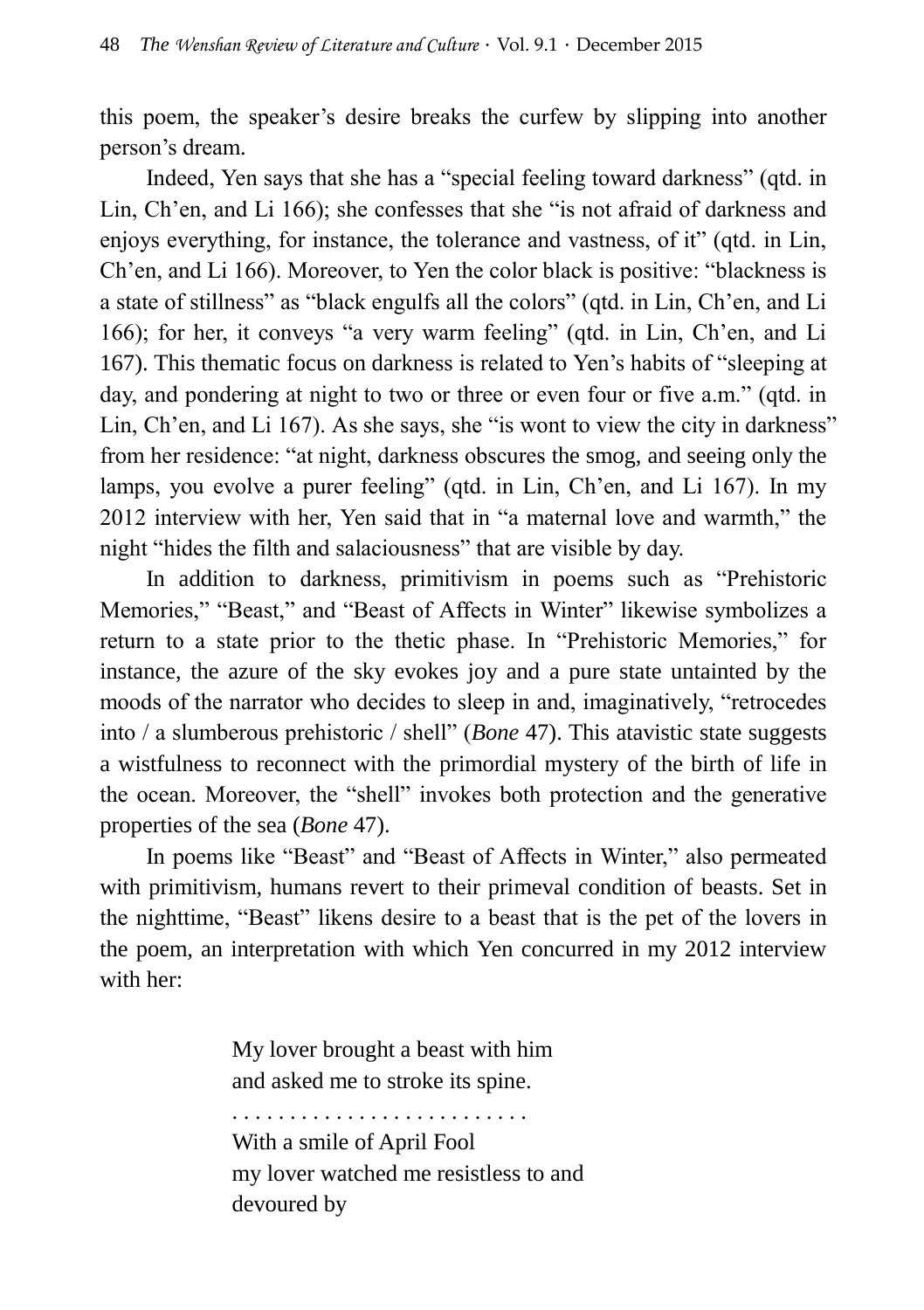this poem, the speaker's desire breaks the curfew by slipping into another person's dream.

Indeed, Yen says that she has a "special feeling toward darkness" (qtd. in Lin, Ch'en, and Li 166); she confesses that she "is not afraid of darkness and enjoys everything, for instance, the tolerance and vastness, of it" (qtd. in Lin, Ch'en, and Li 166). Moreover, to Yen the color black is positive: "blackness is a state of stillness" as "black engulfs all the colors" (qtd. in Lin, Ch'en, and Li 166); for her, it conveys "a very warm feeling" (qtd. in Lin, Ch'en, and Li 167). This thematic focus on darkness is related to Yen's habits of "sleeping at day, and pondering at night to two or three or even four or five a.m." (qtd. in Lin, Ch'en, and Li 167). As she says, she "is wont to view the city in darkness" from her residence: "at night, darkness obscures the smog, and seeing only the lamps, you evolve a purer feeling" (qtd. in Lin, Ch'en, and Li 167). In my 2012 interview with her, Yen said that in "a maternal love and warmth," the night "hides the filth and salaciousness" that are visible by day.

In addition to darkness, primitivism in poems such as "Prehistoric Memories," "Beast," and "Beast of Affects in Winter" likewise symbolizes a return to a state prior to the thetic phase. In "Prehistoric Memories," for instance, the azure of the sky evokes joy and a pure state untainted by the moods of the narrator who decides to sleep in and, imaginatively, "retrocedes into / a slumberous prehistoric / shell" (*Bone* 47). This atavistic state suggests a wistfulness to reconnect with the primordial mystery of the birth of life in the ocean. Moreover, the "shell" invokes both protection and the generative properties of the sea (*Bone* 47).

In poems like "Beast" and "Beast of Affects in Winter," also permeated with primitivism, humans revert to their primeval condition of beasts. Set in the nighttime, "Beast" likens desire to a beast that is the pet of the lovers in the poem, an interpretation with which Yen concurred in my 2012 interview with her:

> My lover brought a beast with him  
> and asked me to stroke its spine.  
> . . . . . . . . . . . . . . . . . . . . . . . . .  
> With a smile of April Fool  
> my lover watched me resistless to and  
> devoured by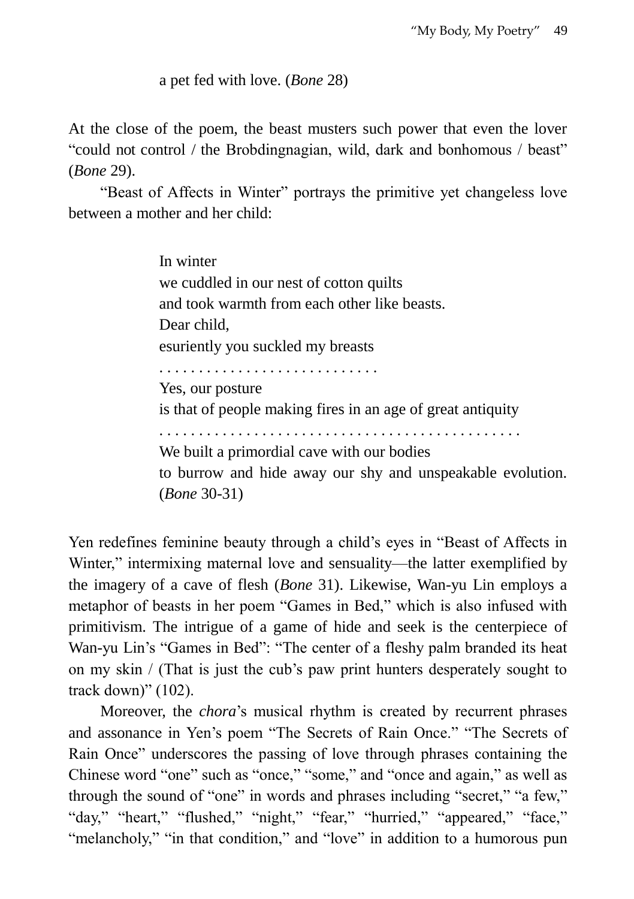> a pet fed with love. (*Bone* 28)

At the close of the poem, the beast musters such power that even the lover "could not control / the Brobdingnagian, wild, dark and bonhomous / beast" (*Bone* 29).

"Beast of Affects in Winter" portrays the primitive yet changeless love between a mother and her child:

> In winter
> we cuddled in our nest of cotton quilts
> and took warmth from each other like beasts.
> Dear child,
> esuriently you suckled my breasts
> . . . . . . . . . . . . . . . . . . . . . . . . . . . .
> Yes, our posture
> is that of people making fires in an age of great antiquity
> . . . . . . . . . . . . . . . . . . . . . . . . . . . . . . . . . . . . . . . . . . . . .
> We built a primordial cave with our bodies
> to burrow and hide away our shy and unspeakable evolution. (*Bone* 30-31)

Yen redefines feminine beauty through a child's eyes in "Beast of Affects in Winter," intermixing maternal love and sensuality—the latter exemplified by the imagery of a cave of flesh (*Bone* 31). Likewise, Wan-yu Lin employs a metaphor of beasts in her poem "Games in Bed," which is also infused with primitivism. The intrigue of a game of hide and seek is the centerpiece of Wan-yu Lin's "Games in Bed": "The center of a fleshy palm branded its heat on my skin / (That is just the cub's paw print hunters desperately sought to track down)" (102).

Moreover, the *chora*'s musical rhythm is created by recurrent phrases and assonance in Yen's poem "The Secrets of Rain Once." "The Secrets of Rain Once" underscores the passing of love through phrases containing the Chinese word "one" such as "once," "some," and "once and again," as well as through the sound of "one" in words and phrases including "secret," "a few," "day," "heart," "flushed," "night," "fear," "hurried," "appeared," "face," "melancholy," "in that condition," and "love" in addition to a humorous pun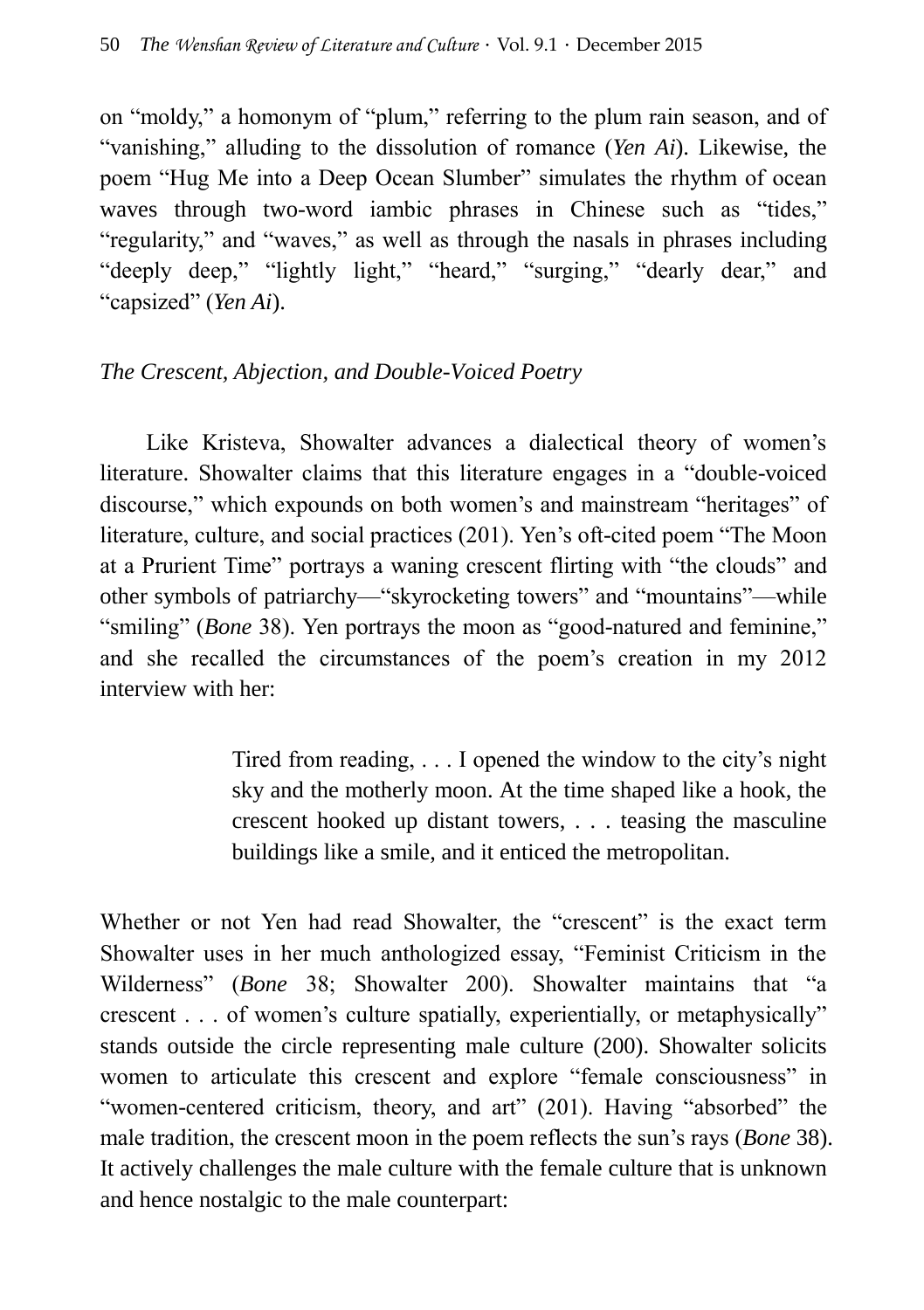on "moldy," a homonym of "plum," referring to the plum rain season, and of "vanishing," alluding to the dissolution of romance (*Yen Ai*). Likewise, the poem "Hug Me into a Deep Ocean Slumber" simulates the rhythm of ocean waves through two-word iambic phrases in Chinese such as "tides," "regularity," and "waves," as well as through the nasals in phrases including "deeply deep," "lightly light," "heard," "surging," "dearly dear," and "capsized" (*Yen Ai*).

*The Crescent, Abjection, and Double-Voiced Poetry*

Like Kristeva, Showalter advances a dialectical theory of women's literature. Showalter claims that this literature engages in a "double-voiced discourse," which expounds on both women's and mainstream "heritages" of literature, culture, and social practices (201). Yen's oft-cited poem "The Moon at a Prurient Time" portrays a waning crescent flirting with "the clouds" and other symbols of patriarchy—"skyrocketing towers" and "mountains"—while "smiling" (*Bone* 38). Yen portrays the moon as "good-natured and feminine," and she recalled the circumstances of the poem's creation in my 2012 interview with her:

> Tired from reading, . . . I opened the window to the city's night sky and the motherly moon. At the time shaped like a hook, the crescent hooked up distant towers, . . . teasing the masculine buildings like a smile, and it enticed the metropolitan.

Whether or not Yen had read Showalter, the "crescent" is the exact term Showalter uses in her much anthologized essay, "Feminist Criticism in the Wilderness" (*Bone* 38; Showalter 200). Showalter maintains that "a crescent . . . of women's culture spatially, experientially, or metaphysically" stands outside the circle representing male culture (200). Showalter solicits women to articulate this crescent and explore "female consciousness" in "women-centered criticism, theory, and art" (201). Having "absorbed" the male tradition, the crescent moon in the poem reflects the sun's rays (*Bone* 38). It actively challenges the male culture with the female culture that is unknown and hence nostalgic to the male counterpart: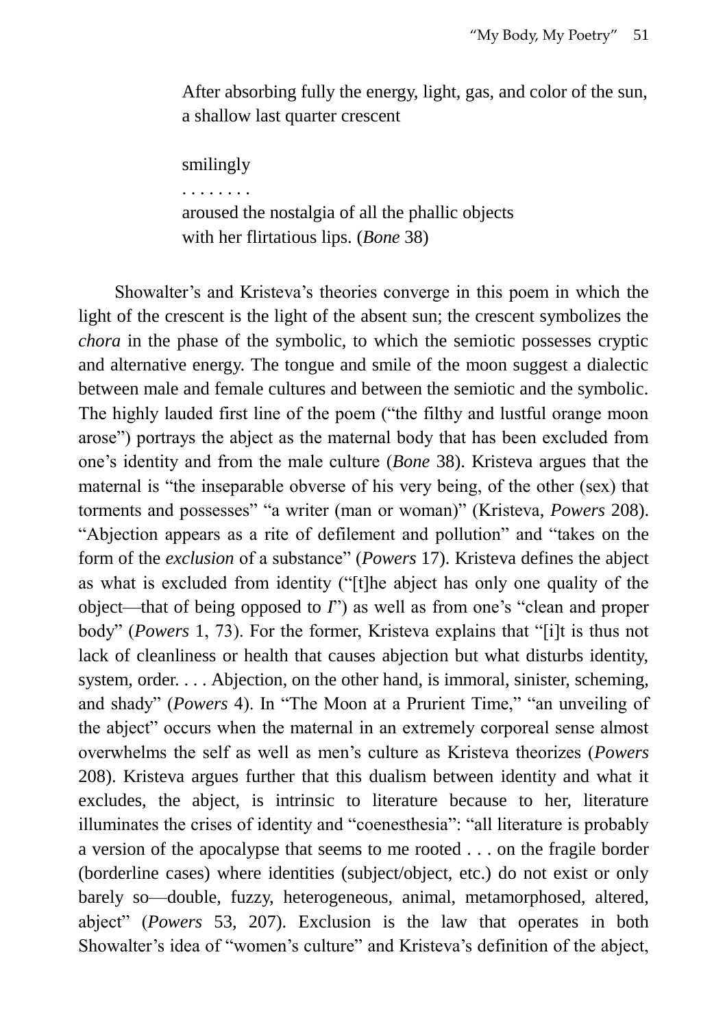After absorbing fully the energy, light, gas, and color of the sun,
a shallow last quarter crescent

smilingly
. . . . . . . .
aroused the nostalgia of all the phallic objects
with her flirtatious lips. (*Bone* 38)

Showalter's and Kristeva's theories converge in this poem in which the light of the crescent is the light of the absent sun; the crescent symbolizes the *chora* in the phase of the symbolic, to which the semiotic possesses cryptic and alternative energy. The tongue and smile of the moon suggest a dialectic between male and female cultures and between the semiotic and the symbolic. The highly lauded first line of the poem ("the filthy and lustful orange moon arose") portrays the abject as the maternal body that has been excluded from one's identity and from the male culture (*Bone* 38). Kristeva argues that the maternal is "the inseparable obverse of his very being, of the other (sex) that torments and possesses" "a writer (man or woman)" (Kristeva, *Powers* 208). "Abjection appears as a rite of defilement and pollution" and "takes on the form of the *exclusion* of a substance" (*Powers* 17). Kristeva defines the abject as what is excluded from identity ("[t]he abject has only one quality of the object—that of being opposed to *I*") as well as from one's "clean and proper body" (*Powers* 1, 73). For the former, Kristeva explains that "[i]t is thus not lack of cleanliness or health that causes abjection but what disturbs identity, system, order. . . . Abjection, on the other hand, is immoral, sinister, scheming, and shady" (*Powers* 4). In "The Moon at a Prurient Time," "an unveiling of the abject" occurs when the maternal in an extremely corporeal sense almost overwhelms the self as well as men's culture as Kristeva theorizes (*Powers* 208). Kristeva argues further that this dualism between identity and what it excludes, the abject, is intrinsic to literature because to her, literature illuminates the crises of identity and "coenesthesia": "all literature is probably a version of the apocalypse that seems to me rooted . . . on the fragile border (borderline cases) where identities (subject/object, etc.) do not exist or only barely so—double, fuzzy, heterogeneous, animal, metamorphosed, altered, abject" (*Powers* 53, 207). Exclusion is the law that operates in both Showalter's idea of "women's culture" and Kristeva's definition of the abject,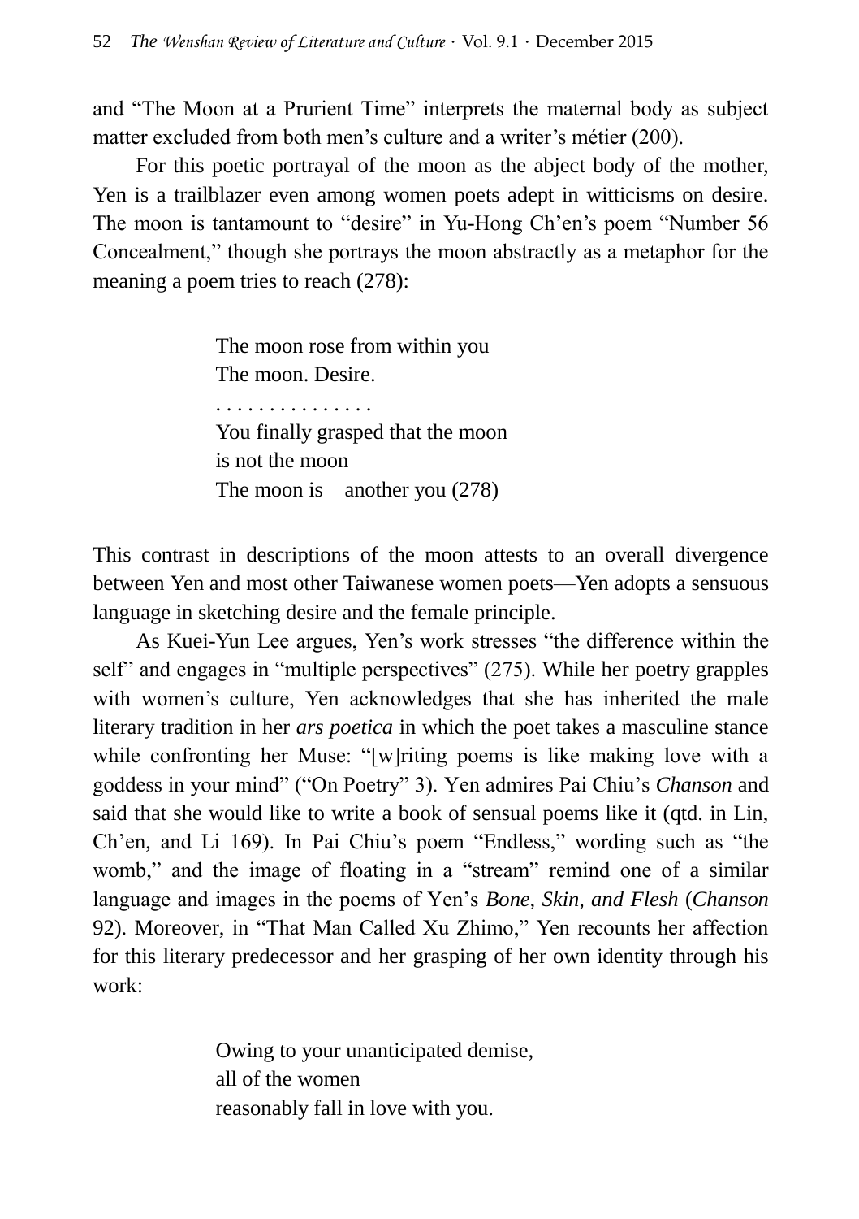and "The Moon at a Prurient Time" interprets the maternal body as subject matter excluded from both men's culture and a writer's métier (200).

For this poetic portrayal of the moon as the abject body of the mother, Yen is a trailblazer even among women poets adept in witticisms on desire. The moon is tantamount to "desire" in Yu-Hong Ch'en's poem "Number 56 Concealment," though she portrays the moon abstractly as a metaphor for the meaning a poem tries to reach (278):

> The moon rose from within you  
> The moon. Desire.  
> . . . . . . . . . . . . . . .  
> You finally grasped that the moon  
> is not the moon  
> The moon is    another you (278)

This contrast in descriptions of the moon attests to an overall divergence between Yen and most other Taiwanese women poets—Yen adopts a sensuous language in sketching desire and the female principle.

As Kuei-Yun Lee argues, Yen's work stresses "the difference within the self" and engages in "multiple perspectives" (275). While her poetry grapples with women's culture, Yen acknowledges that she has inherited the male literary tradition in her *ars poetica* in which the poet takes a masculine stance while confronting her Muse: "[w]riting poems is like making love with a goddess in your mind" ("On Poetry" 3). Yen admires Pai Chiu's *Chanson* and said that she would like to write a book of sensual poems like it (qtd. in Lin, Ch'en, and Li 169). In Pai Chiu's poem "Endless," wording such as "the womb," and the image of floating in a "stream" remind one of a similar language and images in the poems of Yen's *Bone, Skin, and Flesh* (*Chanson* 92). Moreover, in "That Man Called Xu Zhimo," Yen recounts her affection for this literary predecessor and her grasping of her own identity through his work:

> Owing to your unanticipated demise,  
> all of the women  
> reasonably fall in love with you.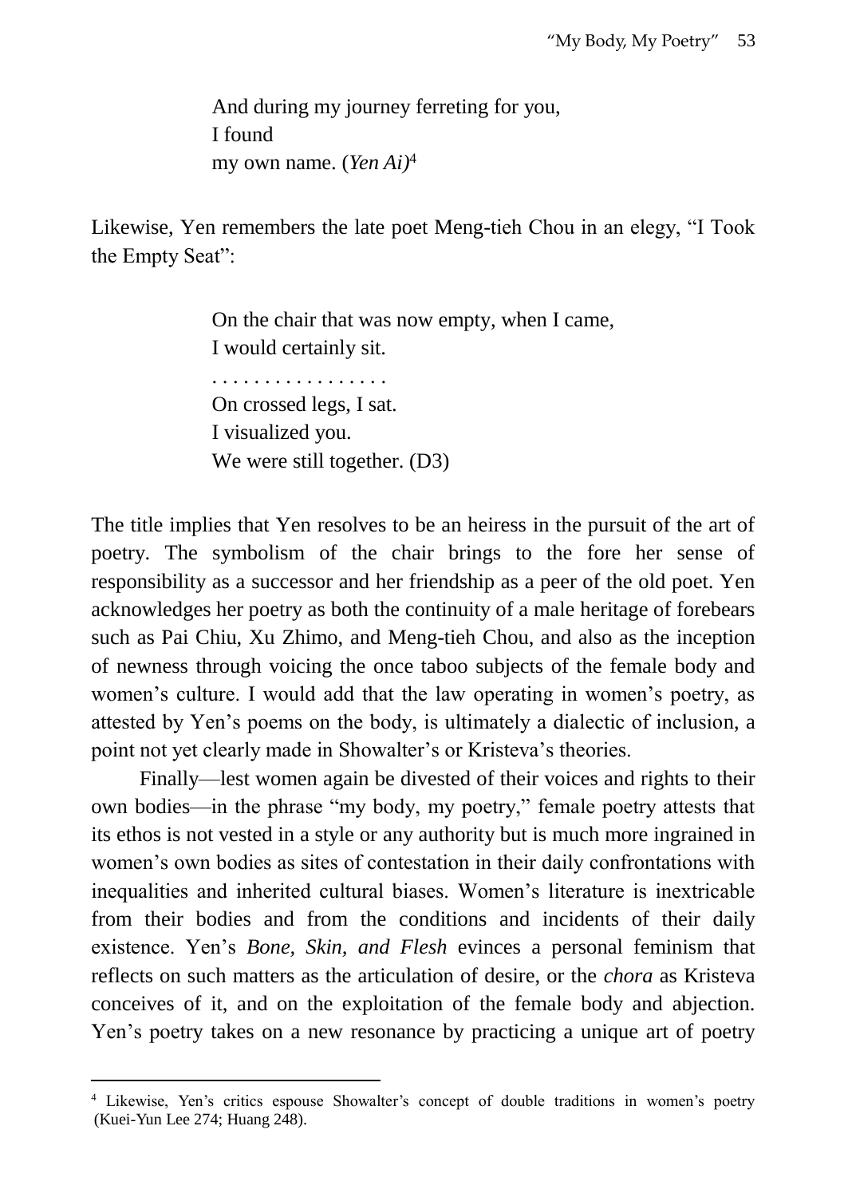> And during my journey ferreting for you,
> I found
> my own name. (*Yen Ai)*[4]

Likewise, Yen remembers the late poet Meng-tieh Chou in an elegy, "I Took the Empty Seat":

> On the chair that was now empty, when I came,
> I would certainly sit.
> . . . . . . . . . . . . . . . . .
> On crossed legs, I sat.
> I visualized you.
> We were still together. (D3)

The title implies that Yen resolves to be an heiress in the pursuit of the art of poetry. The symbolism of the chair brings to the fore her sense of responsibility as a successor and her friendship as a peer of the old poet. Yen acknowledges her poetry as both the continuity of a male heritage of forebears such as Pai Chiu, Xu Zhimo, and Meng-tieh Chou, and also as the inception of newness through voicing the once taboo subjects of the female body and women's culture. I would add that the law operating in women's poetry, as attested by Yen's poems on the body, is ultimately a dialectic of inclusion, a point not yet clearly made in Showalter's or Kristeva's theories.

Finally—lest women again be divested of their voices and rights to their own bodies—in the phrase "my body, my poetry," female poetry attests that its ethos is not vested in a style or any authority but is much more ingrained in women's own bodies as sites of contestation in their daily confrontations with inequalities and inherited cultural biases. Women's literature is inextricable from their bodies and from the conditions and incidents of their daily existence. Yen's *Bone, Skin, and Flesh* evinces a personal feminism that reflects on such matters as the articulation of desire, or the *chora* as Kristeva conceives of it, and on the exploitation of the female body and abjection. Yen's poetry takes on a new resonance by practicing a unique art of poetry

---

[4] Likewise, Yen's critics espouse Showalter's concept of double traditions in women's poetry (Kuei-Yun Lee 274; Huang 248).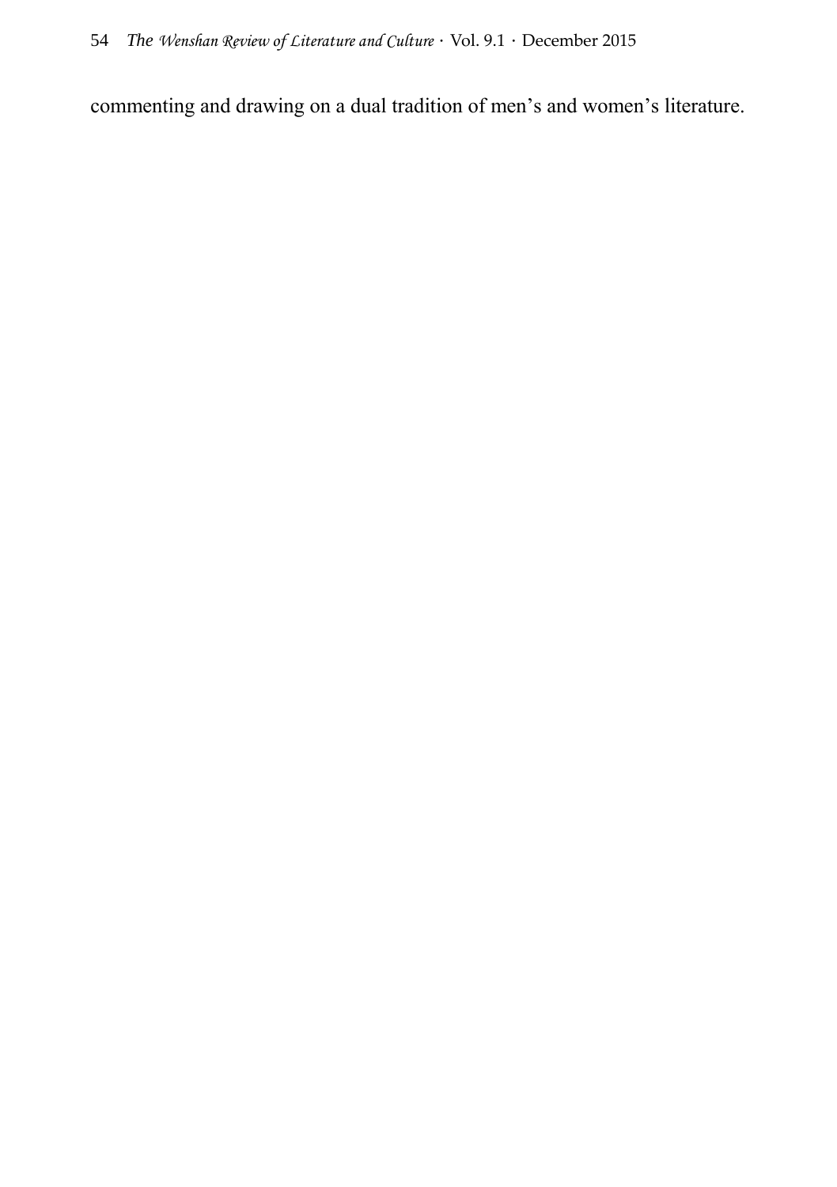commenting and drawing on a dual tradition of men's and women's literature.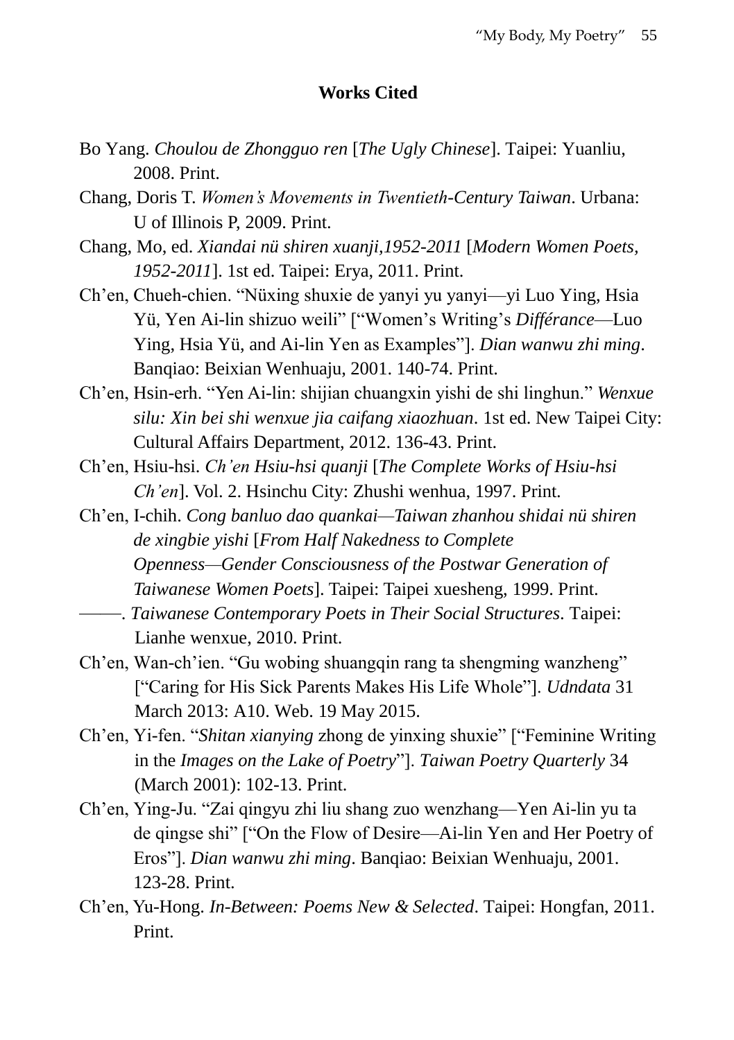## Works Cited

Bo Yang. *Choulou de Zhongguo ren* [*The Ugly Chinese*]. Taipei: Yuanliu, 2008. Print.

Chang, Doris T. *Women's Movements in Twentieth-Century Taiwan*. Urbana: U of Illinois P, 2009. Print.

Chang, Mo, ed. *Xiandai nü shiren xuanji,1952-2011* [*Modern Women Poets, 1952-2011*]. 1st ed. Taipei: Erya, 2011. Print.

Ch'en, Chueh-chien. "Nüxing shuxie de yanyi yu yanyi—yi Luo Ying, Hsia Yü, Yen Ai-lin shizuo weili" ["Women's Writing's *Différance*—Luo Ying, Hsia Yü, and Ai-lin Yen as Examples"]. *Dian wanwu zhi ming*. Banqiao: Beixian Wenhuaju, 2001. 140-74. Print.

Ch'en, Hsin-erh. "Yen Ai-lin: shijian chuangxin yishi de shi linghun." *Wenxue silu: Xin bei shi wenxue jia caifang xiaozhuan*. 1st ed. New Taipei City: Cultural Affairs Department, 2012. 136-43. Print.

Ch'en, Hsiu-hsi. *Ch'en Hsiu-hsi quanji* [*The Complete Works of Hsiu-hsi Ch'en*]. Vol. 2. Hsinchu City: Zhushi wenhua, 1997. Print.

Ch'en, I-chih. *Cong banluo dao quankai—Taiwan zhanhou shidai nü shiren de xingbie yishi* [*From Half Nakedness to Complete Openness—Gender Consciousness of the Postwar Generation of Taiwanese Women Poets*]. Taipei: Taipei xuesheng, 1999. Print.

———. *Taiwanese Contemporary Poets in Their Social Structures*. Taipei: Lianhe wenxue, 2010. Print.

Ch'en, Wan-ch'ien. "Gu wobing shuangqin rang ta shengming wanzheng" ["Caring for His Sick Parents Makes His Life Whole"]. *Udndata* 31 March 2013: A10. Web. 19 May 2015.

Ch'en, Yi-fen. "*Shitan xianying* zhong de yinxing shuxie" ["Feminine Writing in the *Images on the Lake of Poetry*"]. *Taiwan Poetry Quarterly* 34 (March 2001): 102-13. Print.

Ch'en, Ying-Ju. "Zai qingyu zhi liu shang zuo wenzhang—Yen Ai-lin yu ta de qingse shi" ["On the Flow of Desire—Ai-lin Yen and Her Poetry of Eros"]. *Dian wanwu zhi ming*. Banqiao: Beixian Wenhuaju, 2001. 123-28. Print.

Ch'en, Yu-Hong. *In-Between: Poems New & Selected*. Taipei: Hongfan, 2011. Print.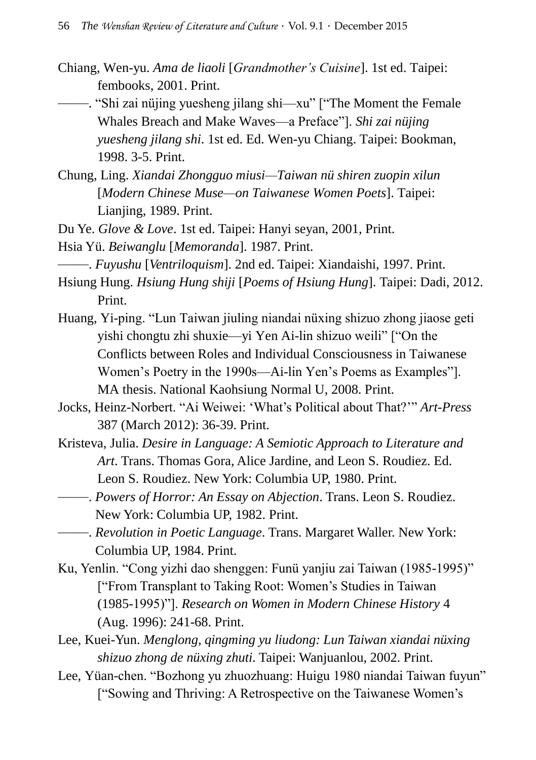Chiang, Wen-yu. *Ama de liaoli* [*Grandmother's Cuisine*]. 1st ed. Taipei: fembooks, 2001. Print.

———. "Shi zai nüjing yuesheng jilang shi—xu" ["The Moment the Female Whales Breach and Make Waves—a Preface"]. *Shi zai nüjing yuesheng jilang shi*. 1st ed. Ed. Wen-yu Chiang. Taipei: Bookman, 1998. 3-5. Print.

Chung, Ling. *Xiandai Zhongguo miusi—Taiwan nü shiren zuopin xilun* [*Modern Chinese Muse—on Taiwanese Women Poets*]. Taipei: Lianjing, 1989. Print.

Du Ye. *Glove & Love*. 1st ed. Taipei: Hanyi seyan, 2001, Print.

Hsia Yü. *Beiwanglu* [*Memoranda*]. 1987. Print.

———. *Fuyushu* [*Ventriloquism*]. 2nd ed. Taipei: Xiandaishi, 1997. Print.

Hsiung Hung. *Hsiung Hung shiji* [*Poems of Hsiung Hung*]. Taipei: Dadi, 2012. Print.

Huang, Yi-ping. "Lun Taiwan jiuling niandai nüxing shizuo zhong jiaose geti yishi chongtu zhi shuxie—yi Yen Ai-lin shizuo weili" ["On the Conflicts between Roles and Individual Consciousness in Taiwanese Women's Poetry in the 1990s—Ai-lin Yen's Poems as Examples"]. MA thesis. National Kaohsiung Normal U, 2008. Print.

Jocks, Heinz-Norbert. "Ai Weiwei: 'What's Political about That?'" *Art-Press* 387 (March 2012): 36-39. Print.

Kristeva, Julia. *Desire in Language: A Semiotic Approach to Literature and Art*. Trans. Thomas Gora, Alice Jardine, and Leon S. Roudiez. Ed. Leon S. Roudiez. New York: Columbia UP, 1980. Print.

———. *Powers of Horror: An Essay on Abjection*. Trans. Leon S. Roudiez. New York: Columbia UP, 1982. Print.

———. *Revolution in Poetic Language*. Trans. Margaret Waller. New York: Columbia UP, 1984. Print.

Ku, Yenlin. "Cong yizhi dao shenggen: Funü yanjiu zai Taiwan (1985-1995)" ["From Transplant to Taking Root: Women's Studies in Taiwan (1985-1995)"]. *Research on Women in Modern Chinese History* 4 (Aug. 1996): 241-68. Print.

Lee, Kuei-Yun. *Menglong, qingming yu liudong: Lun Taiwan xiandai nüxing shizuo zhong de nüxing zhuti*. Taipei: Wanjuanlou, 2002. Print.

Lee, Yüan-chen. "Bozhong yu zhuozhuang: Huigu 1980 niandai Taiwan fuyun" ["Sowing and Thriving: A Retrospective on the Taiwanese Women's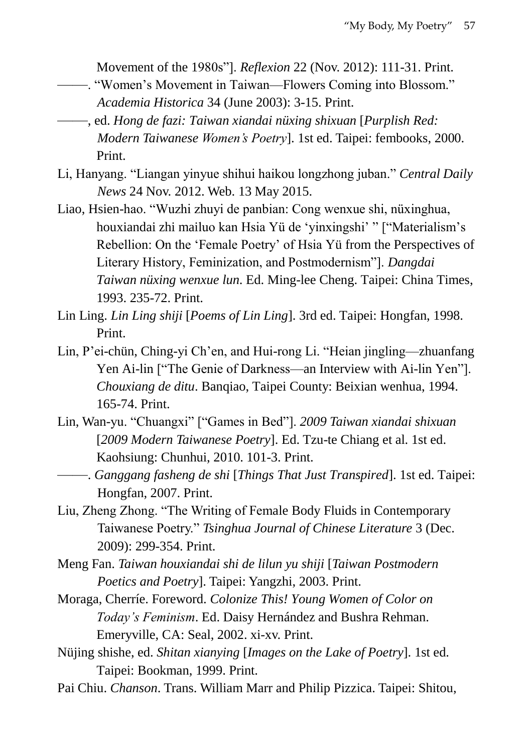Movement of the 1980s"]. *Reflexion* 22 (Nov. 2012): 111-31. Print.

———. "Women's Movement in Taiwan—Flowers Coming into Blossom." *Academia Historica* 34 (June 2003): 3-15. Print.

———, ed. *Hong de fazi: Taiwan xiandai nüxing shixuan* [*Purplish Red: Modern Taiwanese Women's Poetry*]. 1st ed. Taipei: fembooks, 2000. Print.

Li, Hanyang. "Liangan yinyue shihui haikou longzhong juban." *Central Daily News* 24 Nov. 2012. Web. 13 May 2015.

Liao, Hsien-hao. "Wuzhi zhuyi de panbian: Cong wenxue shi, nüxinghua, houxiandai zhi mailuo kan Hsia Yü de 'yinxingshi' " ["Materialism's Rebellion: On the 'Female Poetry' of Hsia Yü from the Perspectives of Literary History, Feminization, and Postmodernism"]. *Dangdai Taiwan nüxing wenxue lun*. Ed. Ming-lee Cheng. Taipei: China Times, 1993. 235-72. Print.

Lin Ling. *Lin Ling shiji* [*Poems of Lin Ling*]. 3rd ed. Taipei: Hongfan, 1998. Print.

Lin, P'ei-chün, Ching-yi Ch'en, and Hui-rong Li. "Heian jingling—zhuanfang Yen Ai-lin ["The Genie of Darkness—an Interview with Ai-lin Yen"]. *Chouxiang de ditu*. Banqiao, Taipei County: Beixian wenhua, 1994. 165-74. Print.

Lin, Wan-yu. "Chuangxi" ["Games in Bed"]. *2009 Taiwan xiandai shixuan* [*2009 Modern Taiwanese Poetry*]. Ed. Tzu-te Chiang et al. 1st ed. Kaohsiung: Chunhui, 2010. 101-3. Print.

———. *Ganggang fasheng de shi* [*Things That Just Transpired*]. 1st ed. Taipei: Hongfan, 2007. Print.

Liu, Zheng Zhong. "The Writing of Female Body Fluids in Contemporary Taiwanese Poetry." *Tsinghua Journal of Chinese Literature* 3 (Dec. 2009): 299-354. Print.

Meng Fan. *Taiwan houxiandai shi de lilun yu shiji* [*Taiwan Postmodern Poetics and Poetry*]. Taipei: Yangzhi, 2003. Print.

Moraga, Cherríe. Foreword. *Colonize This! Young Women of Color on Today's Feminism*. Ed. Daisy Hernández and Bushra Rehman. Emeryville, CA: Seal, 2002. xi-xv. Print.

Nüjing shishe, ed. *Shitan xianying* [*Images on the Lake of Poetry*]. 1st ed. Taipei: Bookman, 1999. Print.

Pai Chiu. *Chanson*. Trans. William Marr and Philip Pizzica. Taipei: Shitou,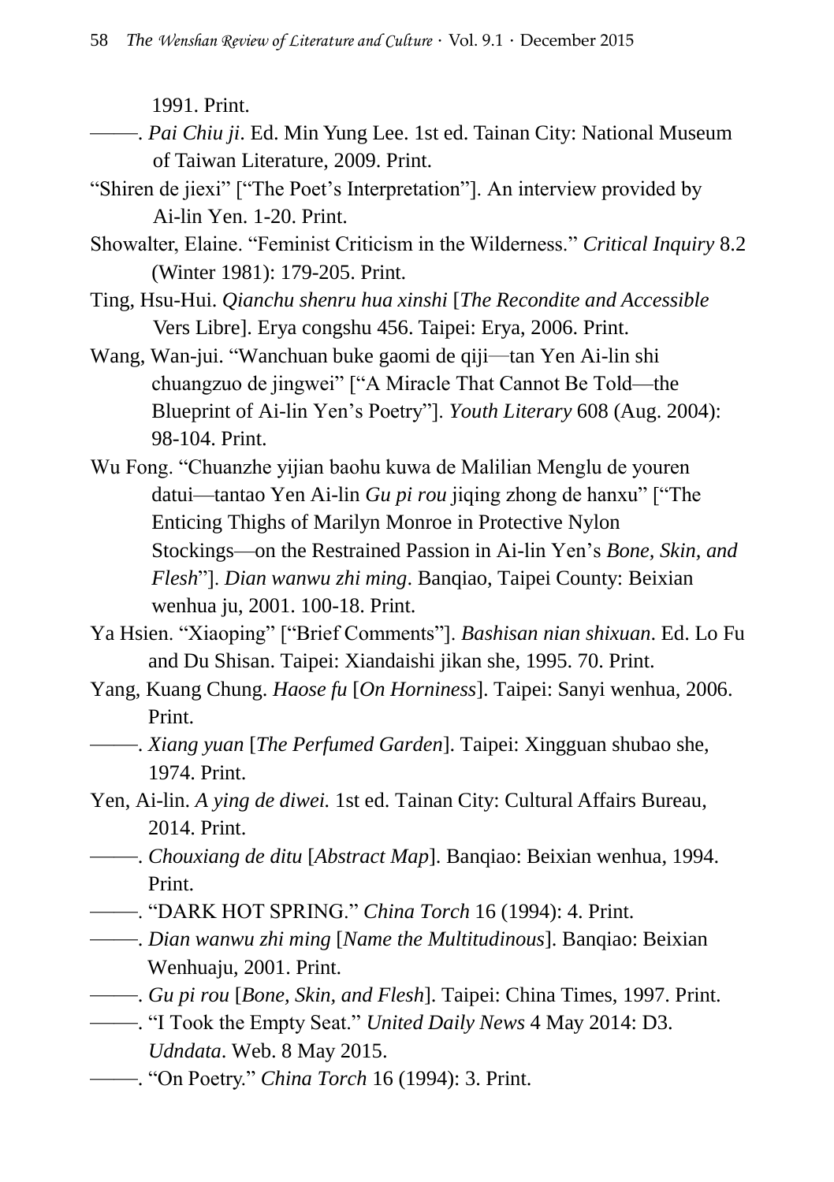1991. Print.

———. *Pai Chiu ji*. Ed. Min Yung Lee. 1st ed. Tainan City: National Museum of Taiwan Literature, 2009. Print.

"Shiren de jiexi" ["The Poet's Interpretation"]. An interview provided by Ai-lin Yen. 1-20. Print.

Showalter, Elaine. "Feminist Criticism in the Wilderness." *Critical Inquiry* 8.2 (Winter 1981): 179-205. Print.

Ting, Hsu-Hui. *Qianchu shenru hua xinshi* [*The Recondite and Accessible* Vers Libre]. Erya congshu 456. Taipei: Erya, 2006. Print.

Wang, Wan-jui. "Wanchuan buke gaomi de qiji—tan Yen Ai-lin shi chuangzuo de jingwei" ["A Miracle That Cannot Be Told—the Blueprint of Ai-lin Yen's Poetry"]. *Youth Literary* 608 (Aug. 2004): 98-104. Print.

Wu Fong. "Chuanzhe yijian baohu kuwa de Malilian Menglu de youren datui—tantao Yen Ai-lin *Gu pi rou* jiqing zhong de hanxu" ["The Enticing Thighs of Marilyn Monroe in Protective Nylon Stockings—on the Restrained Passion in Ai-lin Yen's *Bone, Skin, and Flesh*"]. *Dian wanwu zhi ming*. Banqiao, Taipei County: Beixian wenhua ju, 2001. 100-18. Print.

Ya Hsien. "Xiaoping" ["Brief Comments"]. *Bashisan nian shixuan*. Ed. Lo Fu and Du Shisan. Taipei: Xiandaishi jikan she, 1995. 70. Print.

Yang, Kuang Chung. *Haose fu* [*On Horniness*]. Taipei: Sanyi wenhua, 2006. Print.

———. *Xiang yuan* [*The Perfumed Garden*]. Taipei: Xingguan shubao she, 1974. Print.

Yen, Ai-lin. *A ying de diwei.* 1st ed. Tainan City: Cultural Affairs Bureau, 2014. Print.

———. *Chouxiang de ditu* [*Abstract Map*]. Banqiao: Beixian wenhua, 1994. Print.

———. "DARK HOT SPRING." *China Torch* 16 (1994): 4. Print.

———. *Dian wanwu zhi ming* [*Name the Multitudinous*]. Banqiao: Beixian Wenhuaju, 2001. Print.

———. *Gu pi rou* [*Bone, Skin, and Flesh*]. Taipei: China Times, 1997. Print.

———. "I Took the Empty Seat." *United Daily News* 4 May 2014: D3. *Udndata*. Web. 8 May 2015.

———. "On Poetry." *China Torch* 16 (1994): 3. Print.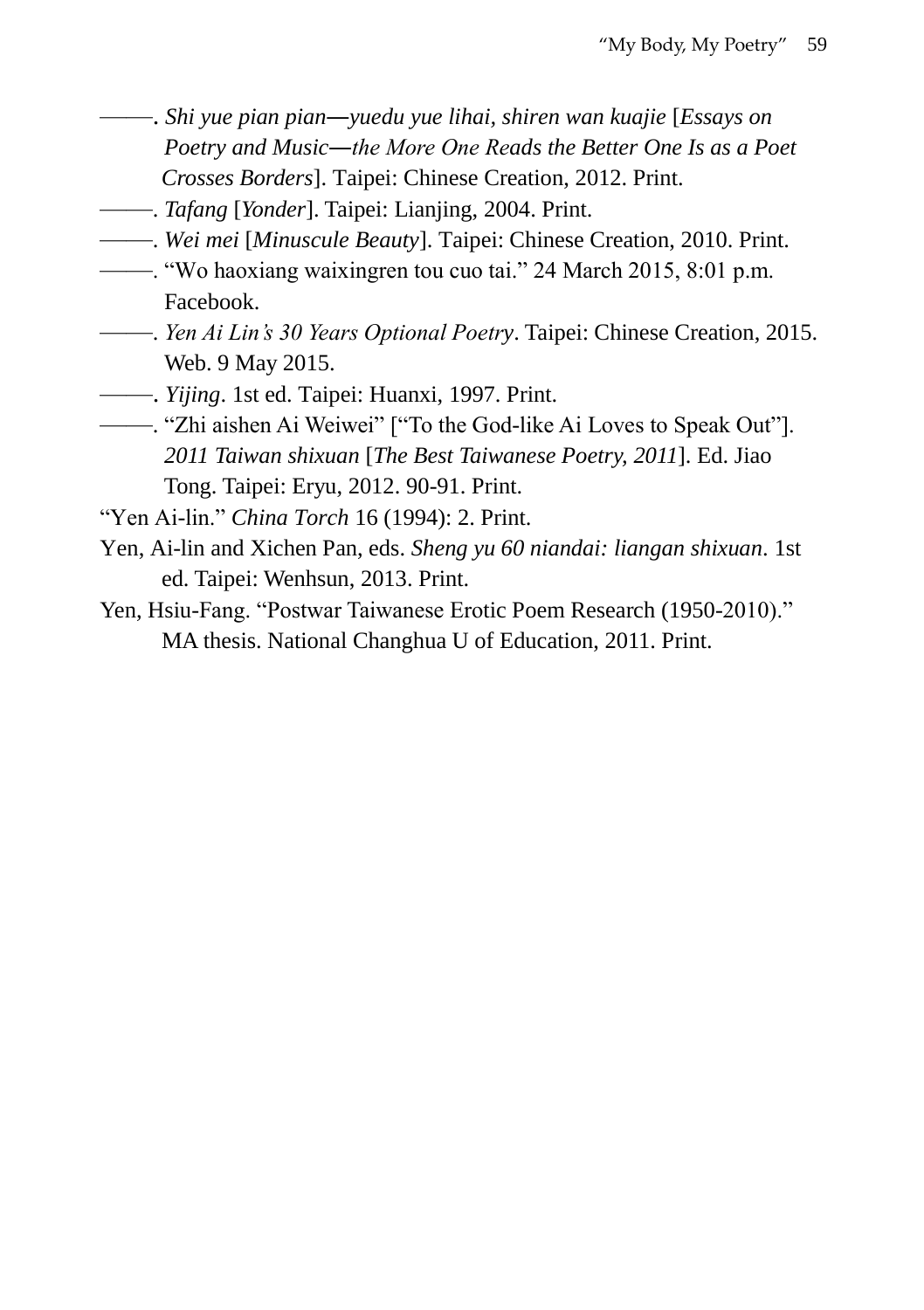———. *Shi yue pian pian—yuedu yue lihai, shiren wan kuajie* [*Essays on Poetry and Music—the More One Reads the Better One Is as a Poet Crosses Borders*]. Taipei: Chinese Creation, 2012. Print.

———. *Tafang* [*Yonder*]. Taipei: Lianjing, 2004. Print.

———. *Wei mei* [*Minuscule Beauty*]. Taipei: Chinese Creation, 2010. Print.

———. "Wo haoxiang waixingren tou cuo tai." 24 March 2015, 8:01 p.m. Facebook.

———. *Yen Ai Lin's 30 Years Optional Poetry*. Taipei: Chinese Creation, 2015. Web. 9 May 2015.

———. *Yijing*. 1st ed. Taipei: Huanxi, 1997. Print.

———. "Zhi aishen Ai Weiwei" ["To the God-like Ai Loves to Speak Out"]. *2011 Taiwan shixuan* [*The Best Taiwanese Poetry, 2011*]. Ed. Jiao Tong. Taipei: Eryu, 2012. 90-91. Print.

"Yen Ai-lin." *China Torch* 16 (1994): 2. Print.

Yen, Ai-lin and Xichen Pan, eds. *Sheng yu 60 niandai: liangan shixuan*. 1st ed. Taipei: Wenhsun, 2013. Print.

Yen, Hsiu-Fang. "Postwar Taiwanese Erotic Poem Research (1950-2010)." MA thesis. National Changhua U of Education, 2011. Print.